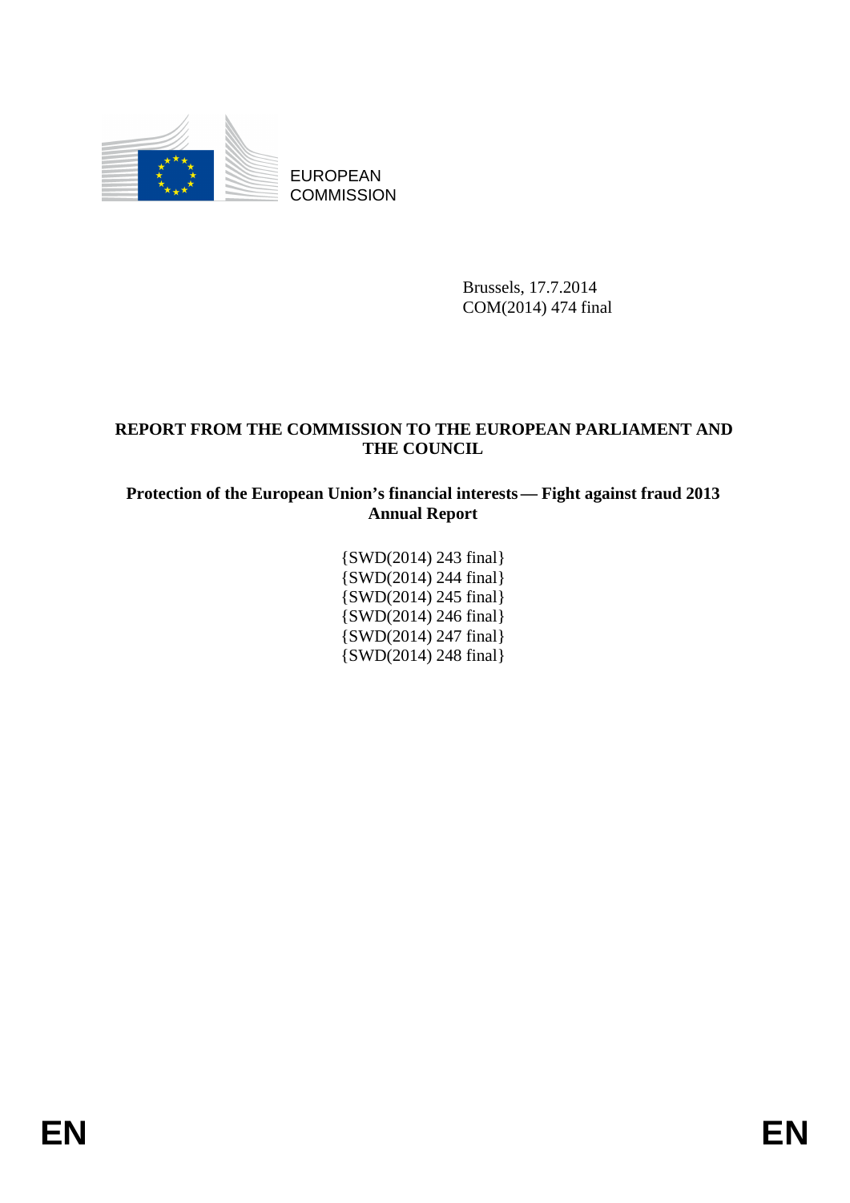EUROPEAN COMMISSION

Brussels, 17.7.2014
COM(2014) 474 final

**REPORT FROM THE COMMISSION TO THE EUROPEAN PARLIAMENT AND THE COUNCIL**

**Protection of the European Union's financial interests — Fight against fraud 2013 Annual Report**

{SWD(2014) 243 final}
{SWD(2014) 244 final}
{SWD(2014) 245 final}
{SWD(2014) 246 final}
{SWD(2014) 247 final}
{SWD(2014) 248 final}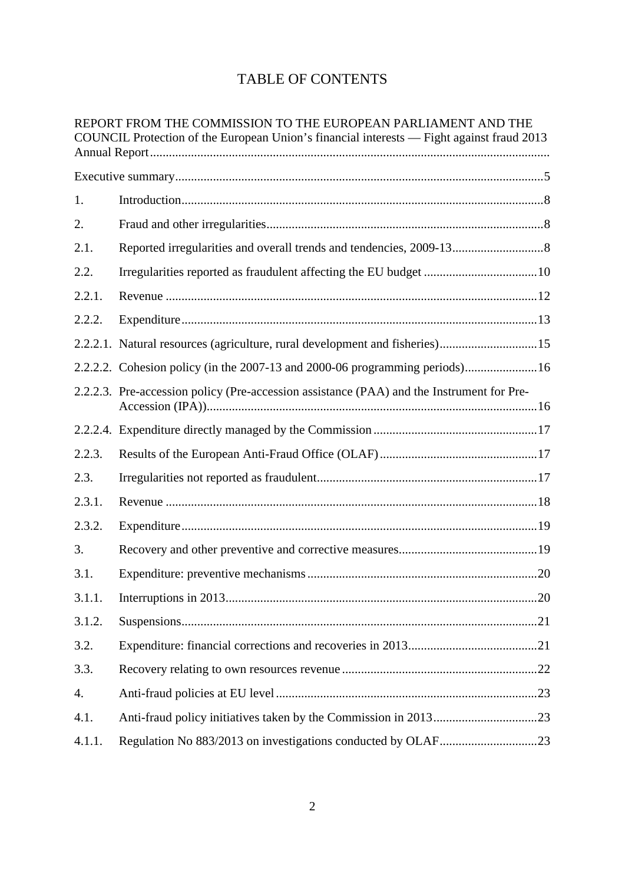# TABLE OF CONTENTS

REPORT FROM THE COMMISSION TO THE EUROPEAN PARLIAMENT AND THE COUNCIL Protection of the European Union's financial interests — Fight against fraud 2013 Annual Report

Executive summary ....5

1. Introduction ....8
2. Fraud and other irregularities ....8
2.1. Reported irregularities and overall trends and tendencies, 2009-13 ....8
2.2. Irregularities reported as fraudulent affecting the EU budget ....10
2.2.1. Revenue ....12
2.2.2. Expenditure ....13
2.2.2.1. Natural resources (agriculture, rural development and fisheries) ....15
2.2.2.2. Cohesion policy (in the 2007-13 and 2000-06 programming periods) ....16
2.2.2.3. Pre-accession policy (Pre-accession assistance (PAA) and the Instrument for Pre-Accession (IPA)) ....16
2.2.2.4. Expenditure directly managed by the Commission ....17
2.2.3. Results of the European Anti-Fraud Office (OLAF) ....17
2.3. Irregularities not reported as fraudulent ....17
2.3.1. Revenue ....18
2.3.2. Expenditure ....19
3. Recovery and other preventive and corrective measures ....19
3.1. Expenditure: preventive mechanisms ....20
3.1.1. Interruptions in 2013 ....20
3.1.2. Suspensions ....21
3.2. Expenditure: financial corrections and recoveries in 2013 ....21
3.3. Recovery relating to own resources revenue ....22
4. Anti-fraud policies at EU level ....23
4.1. Anti-fraud policy initiatives taken by the Commission in 2013 ....23
4.1.1. Regulation No 883/2013 on investigations conducted by OLAF ....23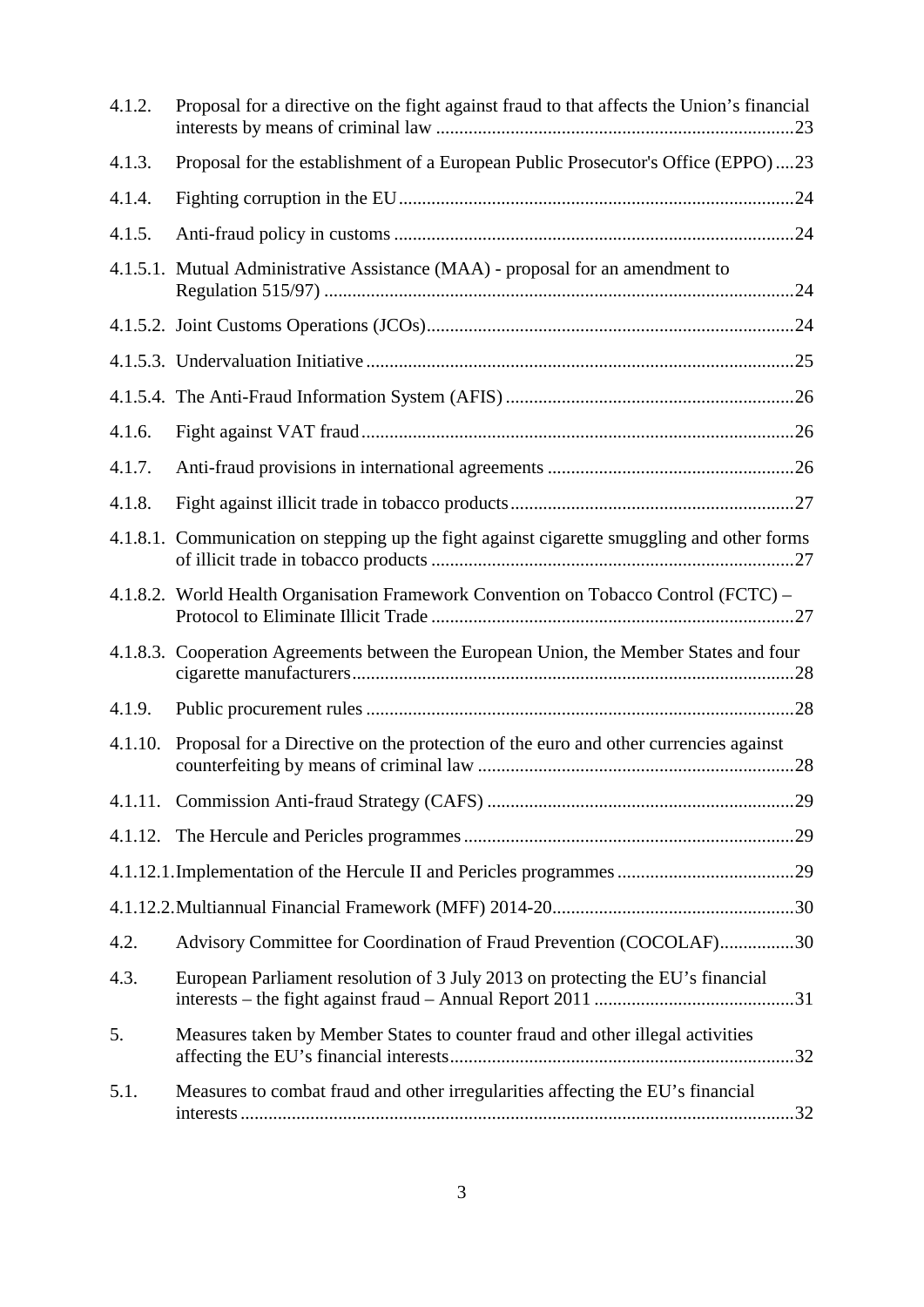4.1.2. Proposal for a directive on the fight against fraud to that affects the Union's financial interests by means of criminal law ....23

4.1.3. Proposal for the establishment of a European Public Prosecutor's Office (EPPO) ....23

4.1.4. Fighting corruption in the EU ....24

4.1.5. Anti-fraud policy in customs ....24

4.1.5.1. Mutual Administrative Assistance (MAA) - proposal for an amendment to Regulation 515/97) ....24

4.1.5.2. Joint Customs Operations (JCOs) ....24

4.1.5.3. Undervaluation Initiative ....25

4.1.5.4. The Anti-Fraud Information System (AFIS) ....26

4.1.6. Fight against VAT fraud ....26

4.1.7. Anti-fraud provisions in international agreements ....26

4.1.8. Fight against illicit trade in tobacco products ....27

4.1.8.1. Communication on stepping up the fight against cigarette smuggling and other forms of illicit trade in tobacco products ....27

4.1.8.2. World Health Organisation Framework Convention on Tobacco Control (FCTC) – Protocol to Eliminate Illicit Trade ....27

4.1.8.3. Cooperation Agreements between the European Union, the Member States and four cigarette manufacturers ....28

4.1.9. Public procurement rules ....28

4.1.10. Proposal for a Directive on the protection of the euro and other currencies against counterfeiting by means of criminal law ....28

4.1.11. Commission Anti-fraud Strategy (CAFS) ....29

4.1.12. The Hercule and Pericles programmes ....29

4.1.12.1. Implementation of the Hercule II and Pericles programmes ....29

4.1.12.2. Multiannual Financial Framework (MFF) 2014-20 ....30

4.2. Advisory Committee for Coordination of Fraud Prevention (COCOLAF) ....30

4.3. European Parliament resolution of 3 July 2013 on protecting the EU's financial interests – the fight against fraud – Annual Report 2011 ....31

5. Measures taken by Member States to counter fraud and other illegal activities affecting the EU's financial interests ....32

5.1. Measures to combat fraud and other irregularities affecting the EU's financial interests ....32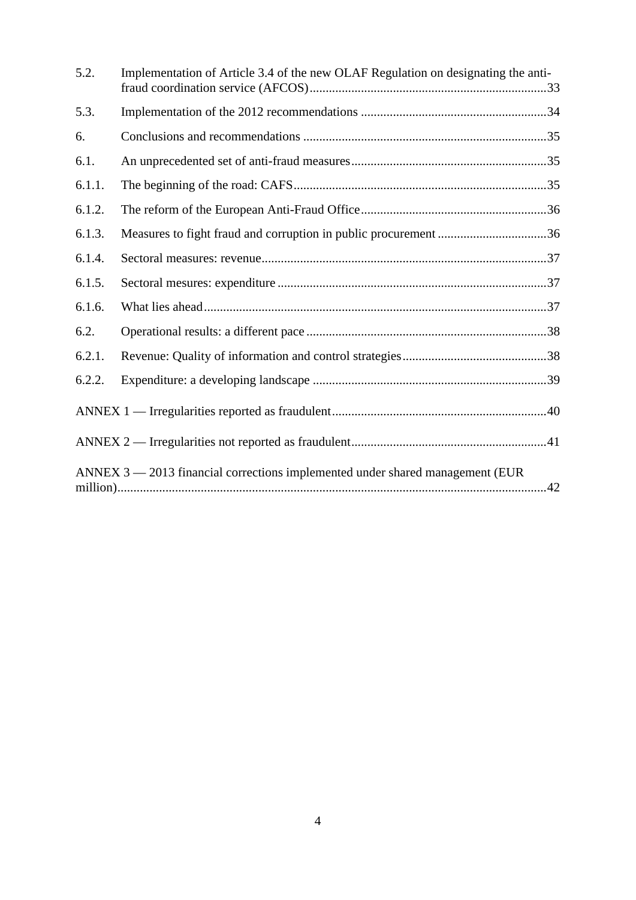| | | |
|---|---|---|
| 5.2. | Implementation of Article 3.4 of the new OLAF Regulation on designating the anti-fraud coordination service (AFCOS) | 33 |
| 5.3. | Implementation of the 2012 recommendations | 34 |
| 6. | Conclusions and recommendations | 35 |
| 6.1. | An unprecedented set of anti-fraud measures | 35 |
| 6.1.1. | The beginning of the road: CAFS | 35 |
| 6.1.2. | The reform of the European Anti-Fraud Office | 36 |
| 6.1.3. | Measures to fight fraud and corruption in public procurement | 36 |
| 6.1.4. | Sectoral measures: revenue | 37 |
| 6.1.5. | Sectoral mesures: expenditure | 37 |
| 6.1.6. | What lies ahead | 37 |
| 6.2. | Operational results: a different pace | 38 |
| 6.2.1. | Revenue: Quality of information and control strategies | 38 |
| 6.2.2. | Expenditure: a developing landscape | 39 |

ANNEX 1 — Irregularities reported as fraudulent ........ 40

ANNEX 2 — Irregularities not reported as fraudulent ........ 41

ANNEX 3 — 2013 financial corrections implemented under shared management (EUR million) ........ 42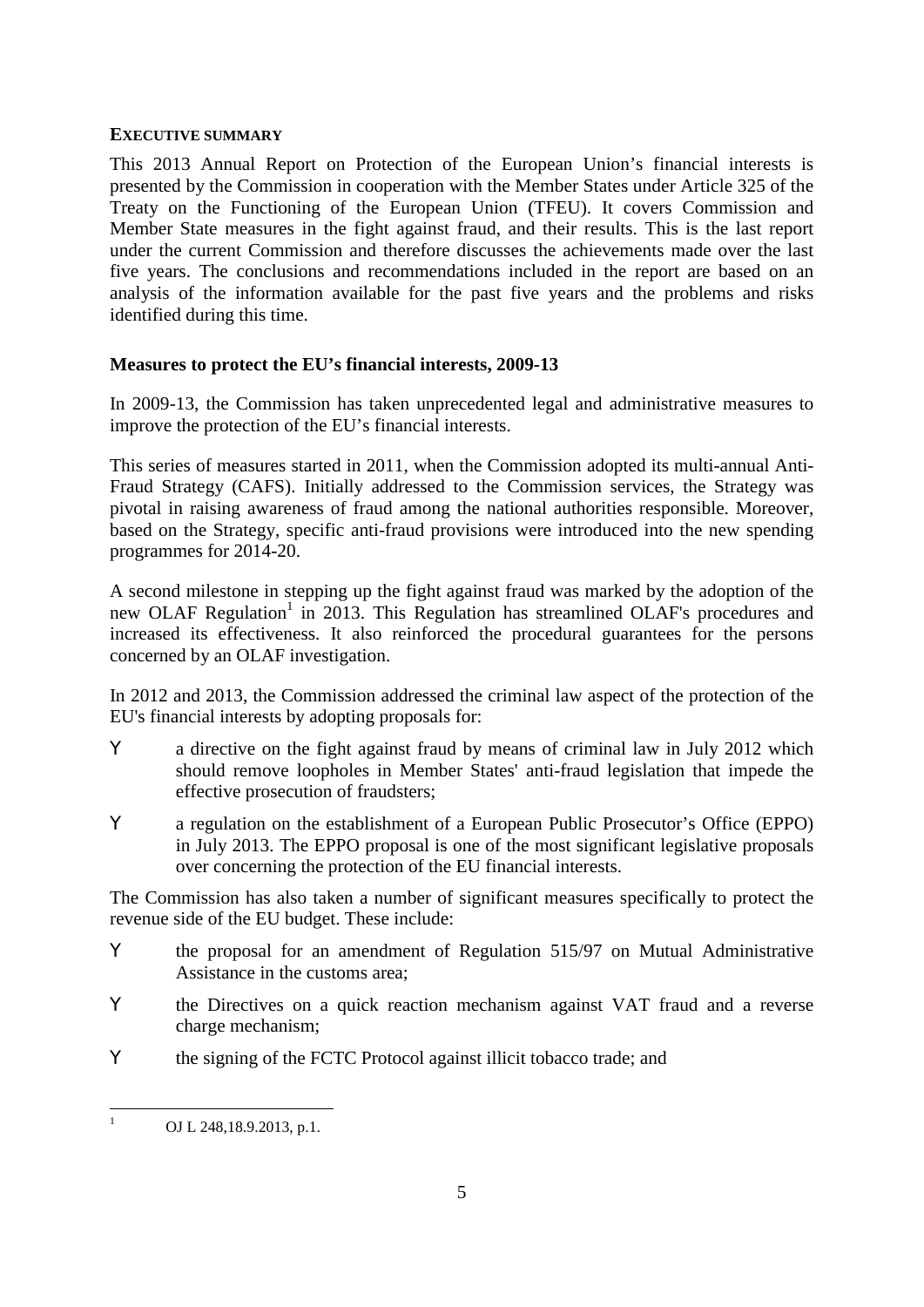## EXECUTIVE SUMMARY

This 2013 Annual Report on Protection of the European Union's financial interests is presented by the Commission in cooperation with the Member States under Article 325 of the Treaty on the Functioning of the European Union (TFEU). It covers Commission and Member State measures in the fight against fraud, and their results. This is the last report under the current Commission and therefore discusses the achievements made over the last five years. The conclusions and recommendations included in the report are based on an analysis of the information available for the past five years and the problems and risks identified during this time.

### Measures to protect the EU's financial interests, 2009-13

In 2009-13, the Commission has taken unprecedented legal and administrative measures to improve the protection of the EU's financial interests.

This series of measures started in 2011, when the Commission adopted its multi-annual Anti-Fraud Strategy (CAFS). Initially addressed to the Commission services, the Strategy was pivotal in raising awareness of fraud among the national authorities responsible. Moreover, based on the Strategy, specific anti-fraud provisions were introduced into the new spending programmes for 2014-20.

A second milestone in stepping up the fight against fraud was marked by the adoption of the new OLAF Regulation[1] in 2013. This Regulation has streamlined OLAF's procedures and increased its effectiveness. It also reinforced the procedural guarantees for the persons concerned by an OLAF investigation.

In 2012 and 2013, the Commission addressed the criminal law aspect of the protection of the EU's financial interests by adopting proposals for:

- a directive on the fight against fraud by means of criminal law in July 2012 which should remove loopholes in Member States' anti-fraud legislation that impede the effective prosecution of fraudsters;
- a regulation on the establishment of a European Public Prosecutor's Office (EPPO) in July 2013. The EPPO proposal is one of the most significant legislative proposals over concerning the protection of the EU financial interests.

The Commission has also taken a number of significant measures specifically to protect the revenue side of the EU budget. These include:

- the proposal for an amendment of Regulation 515/97 on Mutual Administrative Assistance in the customs area;
- the Directives on a quick reaction mechanism against VAT fraud and a reverse charge mechanism;
- the signing of the FCTC Protocol against illicit tobacco trade; and

---

[1] OJ L 248,18.9.2013, p.1.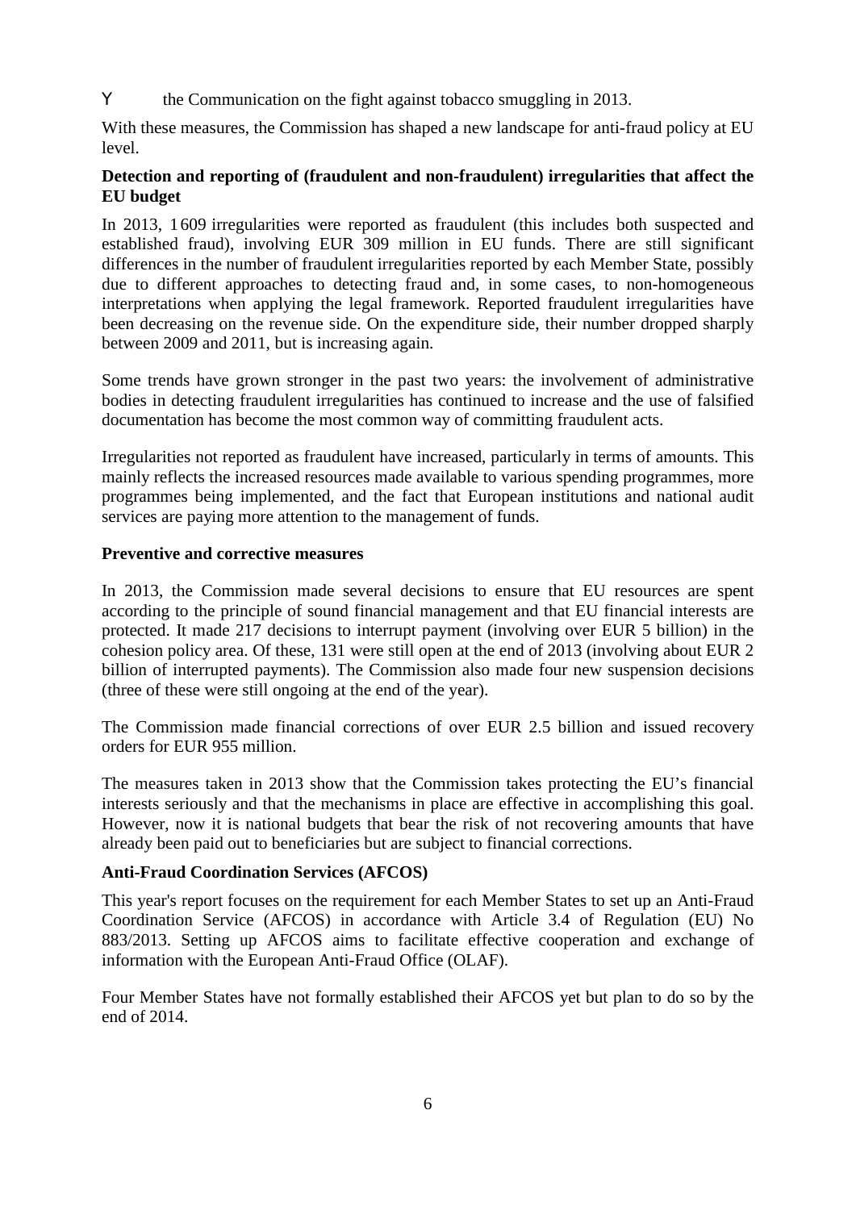- the Communication on the fight against tobacco smuggling in 2013.

With these measures, the Commission has shaped a new landscape for anti-fraud policy at EU level.

**Detection and reporting of (fraudulent and non-fraudulent) irregularities that affect the EU budget**

In 2013, 1 609 irregularities were reported as fraudulent (this includes both suspected and established fraud), involving EUR 309 million in EU funds. There are still significant differences in the number of fraudulent irregularities reported by each Member State, possibly due to different approaches to detecting fraud and, in some cases, to non-homogeneous interpretations when applying the legal framework. Reported fraudulent irregularities have been decreasing on the revenue side. On the expenditure side, their number dropped sharply between 2009 and 2011, but is increasing again.

Some trends have grown stronger in the past two years: the involvement of administrative bodies in detecting fraudulent irregularities has continued to increase and the use of falsified documentation has become the most common way of committing fraudulent acts.

Irregularities not reported as fraudulent have increased, particularly in terms of amounts. This mainly reflects the increased resources made available to various spending programmes, more programmes being implemented, and the fact that European institutions and national audit services are paying more attention to the management of funds.

**Preventive and corrective measures**

In 2013, the Commission made several decisions to ensure that EU resources are spent according to the principle of sound financial management and that EU financial interests are protected. It made 217 decisions to interrupt payment (involving over EUR 5 billion) in the cohesion policy area. Of these, 131 were still open at the end of 2013 (involving about EUR 2 billion of interrupted payments). The Commission also made four new suspension decisions (three of these were still ongoing at the end of the year).

The Commission made financial corrections of over EUR 2.5 billion and issued recovery orders for EUR 955 million.

The measures taken in 2013 show that the Commission takes protecting the EU's financial interests seriously and that the mechanisms in place are effective in accomplishing this goal. However, now it is national budgets that bear the risk of not recovering amounts that have already been paid out to beneficiaries but are subject to financial corrections.

**Anti-Fraud Coordination Services (AFCOS)**

This year's report focuses on the requirement for each Member States to set up an Anti-Fraud Coordination Service (AFCOS) in accordance with Article 3.4 of Regulation (EU) No 883/2013. Setting up AFCOS aims to facilitate effective cooperation and exchange of information with the European Anti-Fraud Office (OLAF).

Four Member States have not formally established their AFCOS yet but plan to do so by the end of 2014.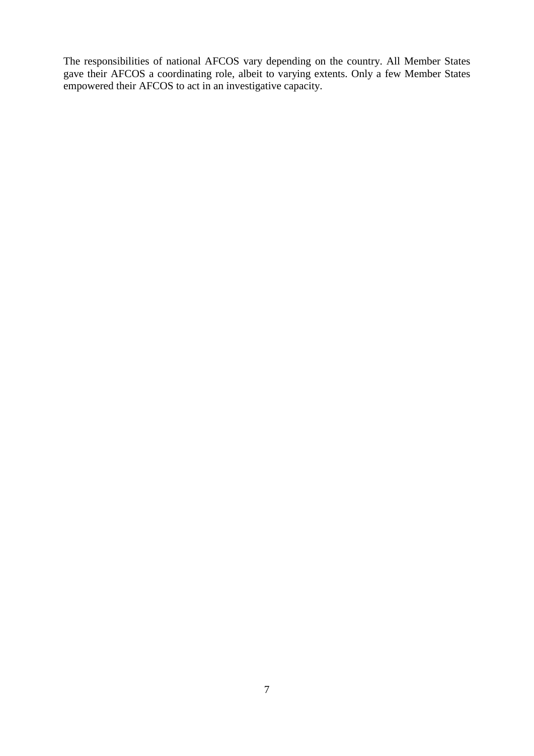The responsibilities of national AFCOS vary depending on the country. All Member States gave their AFCOS a coordinating role, albeit to varying extents. Only a few Member States empowered their AFCOS to act in an investigative capacity.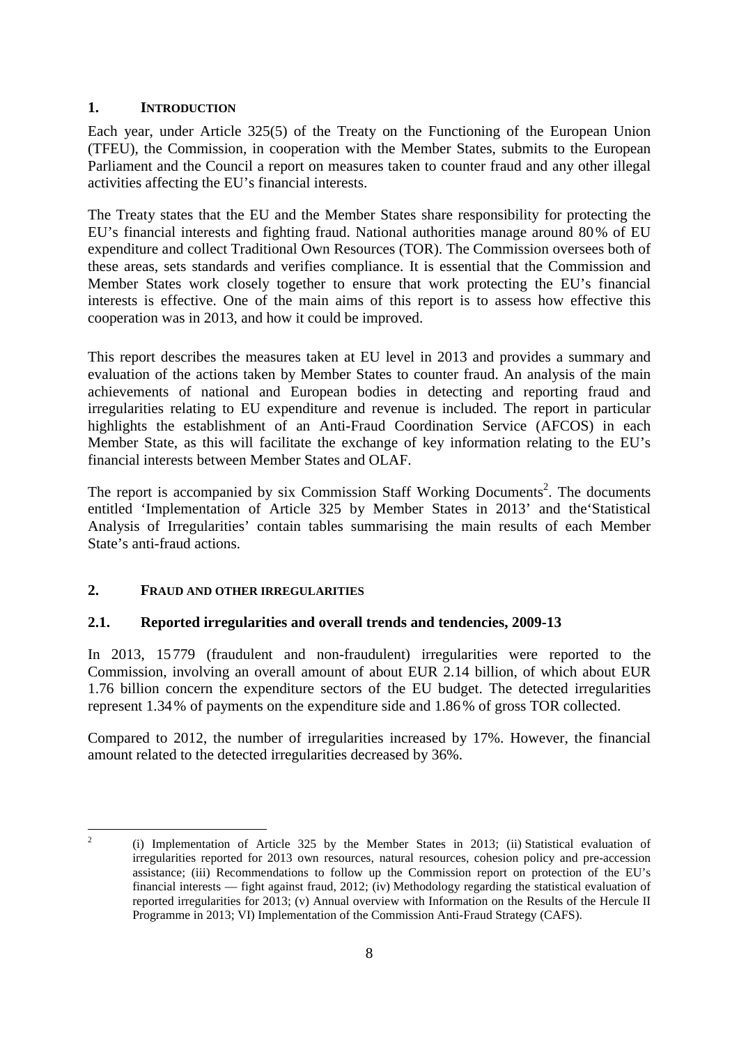## 1. INTRODUCTION

Each year, under Article 325(5) of the Treaty on the Functioning of the European Union (TFEU), the Commission, in cooperation with the Member States, submits to the European Parliament and the Council a report on measures taken to counter fraud and any other illegal activities affecting the EU's financial interests.

The Treaty states that the EU and the Member States share responsibility for protecting the EU's financial interests and fighting fraud. National authorities manage around 80% of EU expenditure and collect Traditional Own Resources (TOR). The Commission oversees both of these areas, sets standards and verifies compliance. It is essential that the Commission and Member States work closely together to ensure that work protecting the EU's financial interests is effective. One of the main aims of this report is to assess how effective this cooperation was in 2013, and how it could be improved.

This report describes the measures taken at EU level in 2013 and provides a summary and evaluation of the actions taken by Member States to counter fraud. An analysis of the main achievements of national and European bodies in detecting and reporting fraud and irregularities relating to EU expenditure and revenue is included. The report in particular highlights the establishment of an Anti-Fraud Coordination Service (AFCOS) in each Member State, as this will facilitate the exchange of key information relating to the EU's financial interests between Member States and OLAF.

The report is accompanied by six Commission Staff Working Documents[2]. The documents entitled 'Implementation of Article 325 by Member States in 2013' and the'Statistical Analysis of Irregularities' contain tables summarising the main results of each Member State's anti-fraud actions.

## 2. FRAUD AND OTHER IRREGULARITIES

### 2.1. Reported irregularities and overall trends and tendencies, 2009-13

In 2013, 15779 (fraudulent and non-fraudulent) irregularities were reported to the Commission, involving an overall amount of about EUR 2.14 billion, of which about EUR 1.76 billion concern the expenditure sectors of the EU budget. The detected irregularities represent 1.34% of payments on the expenditure side and 1.86% of gross TOR collected.

Compared to 2012, the number of irregularities increased by 17%. However, the financial amount related to the detected irregularities decreased by 36%.

[2] (i) Implementation of Article 325 by the Member States in 2013; (ii) Statistical evaluation of irregularities reported for 2013 own resources, natural resources, cohesion policy and pre-accession assistance; (iii) Recommendations to follow up the Commission report on protection of the EU's financial interests — fight against fraud, 2012; (iv) Methodology regarding the statistical evaluation of reported irregularities for 2013; (v) Annual overview with Information on the Results of the Hercule II Programme in 2013; VI) Implementation of the Commission Anti-Fraud Strategy (CAFS).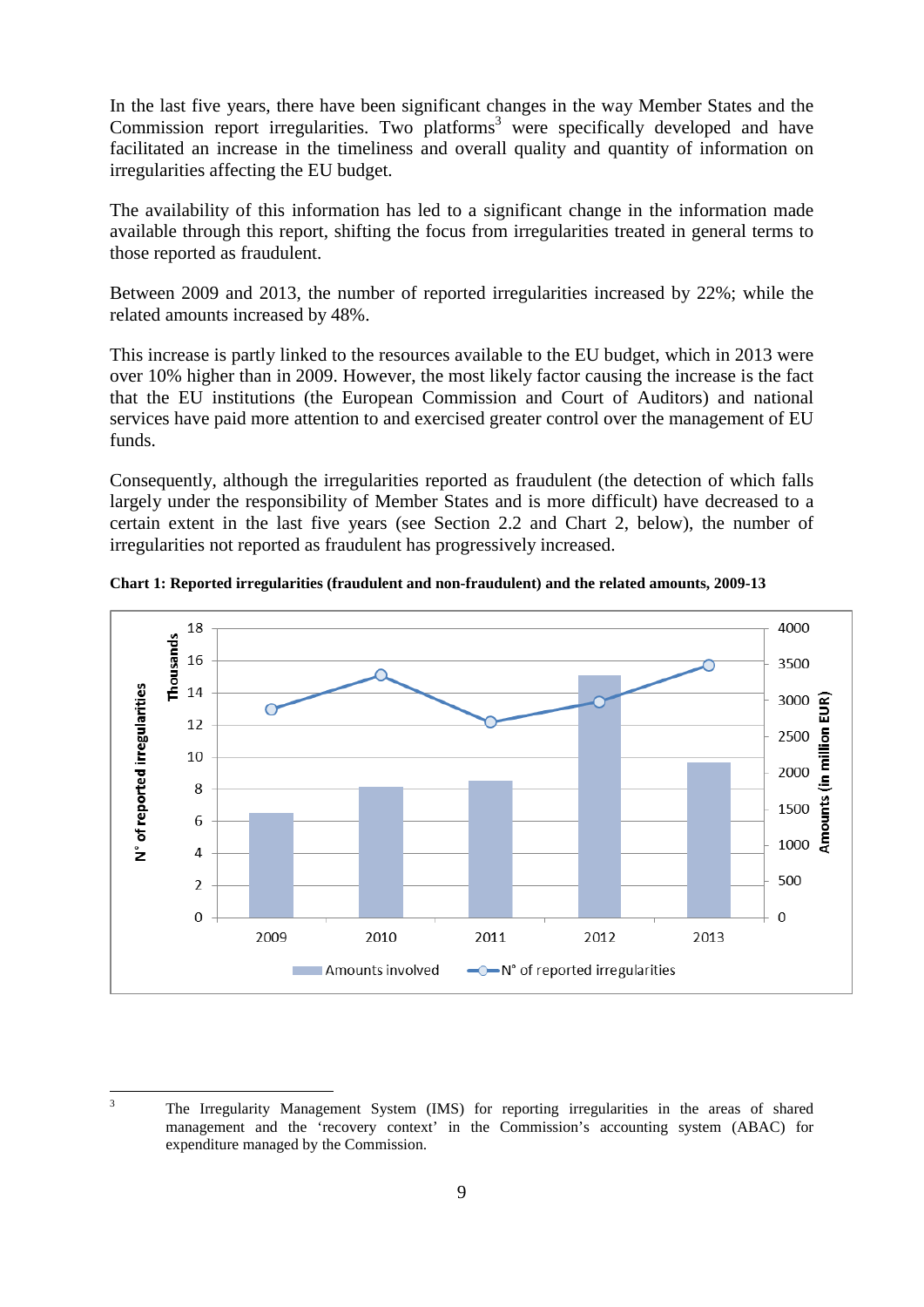In the last five years, there have been significant changes in the way Member States and the Commission report irregularities. Two platforms[3] were specifically developed and have facilitated an increase in the timeliness and overall quality and quantity of information on irregularities affecting the EU budget.

The availability of this information has led to a significant change in the information made available through this report, shifting the focus from irregularities treated in general terms to those reported as fraudulent.

Between 2009 and 2013, the number of reported irregularities increased by 22%; while the related amounts increased by 48%.

This increase is partly linked to the resources available to the EU budget, which in 2013 were over 10% higher than in 2009. However, the most likely factor causing the increase is the fact that the EU institutions (the European Commission and Court of Auditors) and national services have paid more attention to and exercised greater control over the management of EU funds.

Consequently, although the irregularities reported as fraudulent (the detection of which falls largely under the responsibility of Member States and is more difficult) have decreased to a certain extent in the last five years (see Section 2.2 and Chart 2, below), the number of irregularities not reported as fraudulent has progressively increased.

**Chart 1: Reported irregularities (fraudulent and non-fraudulent) and the related amounts, 2009-13**

[3] The Irregularity Management System (IMS) for reporting irregularities in the areas of shared management and the 'recovery context' in the Commission's accounting system (ABAC) for expenditure managed by the Commission.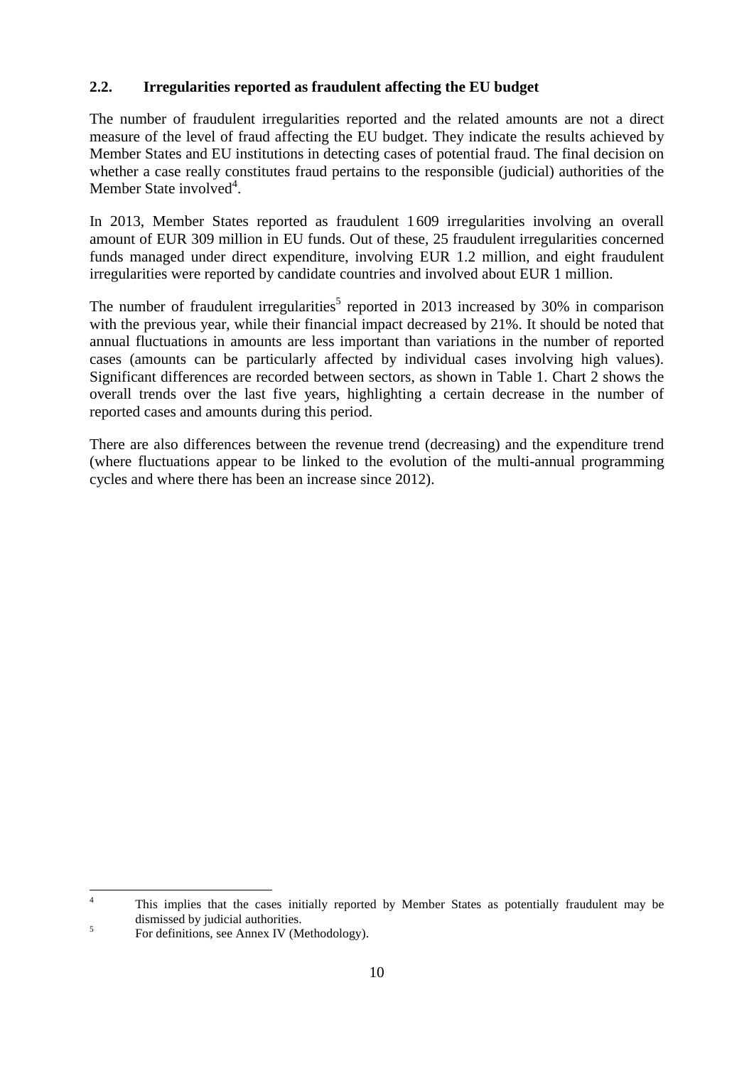## 2.2. Irregularities reported as fraudulent affecting the EU budget

The number of fraudulent irregularities reported and the related amounts are not a direct measure of the level of fraud affecting the EU budget. They indicate the results achieved by Member States and EU institutions in detecting cases of potential fraud. The final decision on whether a case really constitutes fraud pertains to the responsible (judicial) authorities of the Member State involved[4].

In 2013, Member States reported as fraudulent 1 609 irregularities involving an overall amount of EUR 309 million in EU funds. Out of these, 25 fraudulent irregularities concerned funds managed under direct expenditure, involving EUR 1.2 million, and eight fraudulent irregularities were reported by candidate countries and involved about EUR 1 million.

The number of fraudulent irregularities[5] reported in 2013 increased by 30% in comparison with the previous year, while their financial impact decreased by 21%. It should be noted that annual fluctuations in amounts are less important than variations in the number of reported cases (amounts can be particularly affected by individual cases involving high values). Significant differences are recorded between sectors, as shown in Table 1. Chart 2 shows the overall trends over the last five years, highlighting a certain decrease in the number of reported cases and amounts during this period.

There are also differences between the revenue trend (decreasing) and the expenditure trend (where fluctuations appear to be linked to the evolution of the multi-annual programming cycles and where there has been an increase since 2012).

---

[4] This implies that the cases initially reported by Member States as potentially fraudulent may be dismissed by judicial authorities.

[5] For definitions, see Annex IV (Methodology).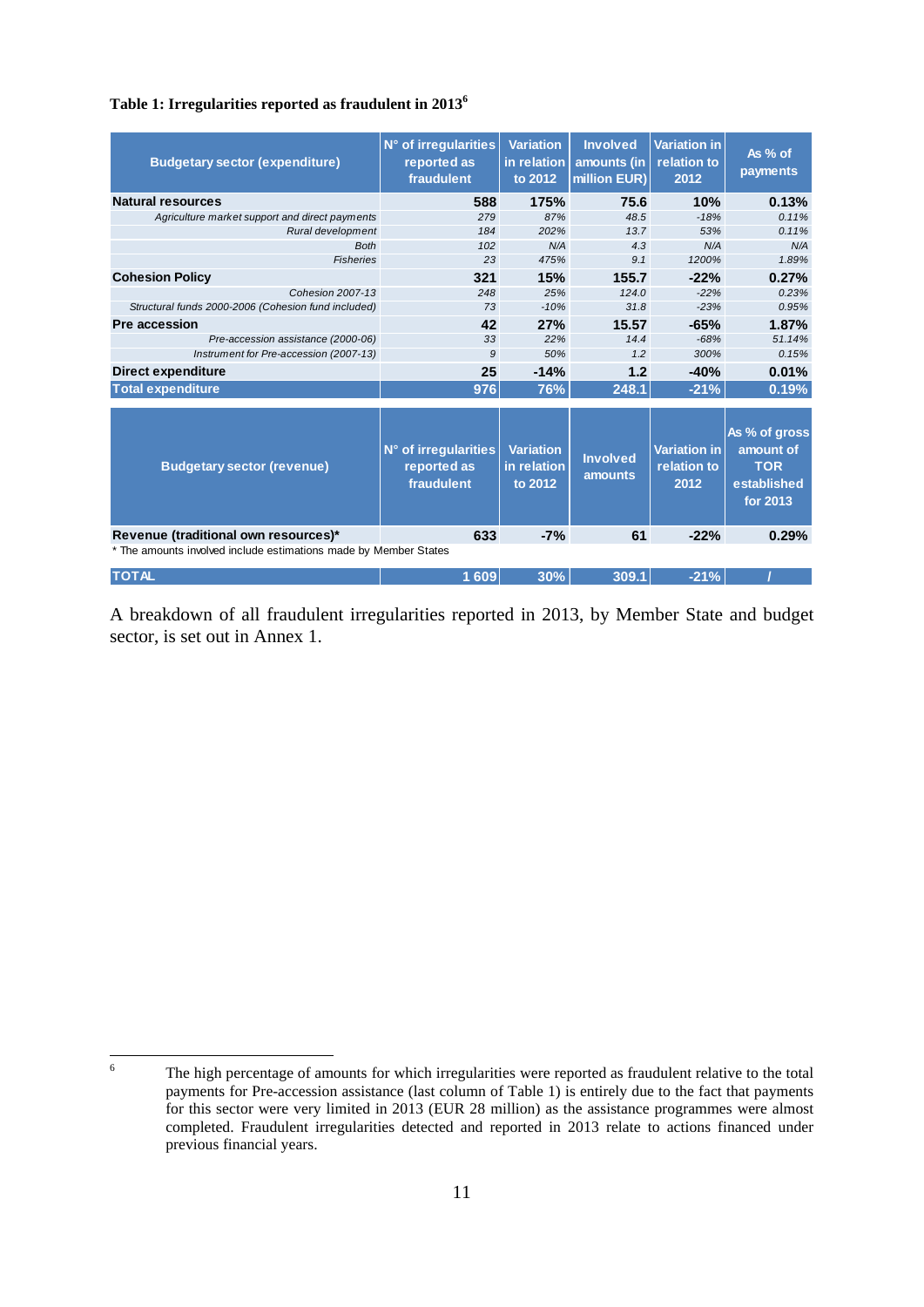**Table 1: Irregularities reported as fraudulent in 2013**[6]

| Budgetary sector (expenditure) | N° of irregularities reported as fraudulent | Variation in relation to 2012 | Involved amounts (in million EUR) | Variation in relation to 2012 | As % of payments |
|---|---|---|---|---|---|
| **Natural resources** | **588** | **175%** | **75.6** | **10%** | **0.13%** |
| *Agriculture market support and direct payments* | *279* | *87%* | *48.5* | *-18%* | *0.11%* |
| *Rural development* | *184* | *202%* | *13.7* | *53%* | *0.11%* |
| *Both* | *102* | *N/A* | *4.3* | *N/A* | *N/A* |
| *Fisheries* | *23* | *475%* | *9.1* | *1200%* | *1.89%* |
| **Cohesion Policy** | **321** | **15%** | **155.7** | **-22%** | **0.27%** |
| *Cohesion 2007-13* | *248* | *25%* | *124.0* | *-22%* | *0.23%* |
| *Structural funds 2000-2006 (Cohesion fund included)* | *73* | *-10%* | *31.8* | *-23%* | *0.95%* |
| **Pre accession** | **42** | **27%** | **15.57** | **-65%** | **1.87%** |
| *Pre-accession assistance (2000-06)* | *33* | *22%* | *14.4* | *-68%* | *51.14%* |
| *Instrument for Pre-accession (2007-13)* | *9* | *50%* | *1.2* | *300%* | *0.15%* |
| **Direct expenditure** | **25** | **-14%** | **1.2** | **-40%** | **0.01%** |
| **Total expenditure** | **976** | **76%** | **248.1** | **-21%** | **0.19%** |

| Budgetary sector (revenue) | N° of irregularities reported as fraudulent | Variation in relation to 2012 | Involved amounts | Variation in relation to 2012 | As % of gross amount of TOR established for 2013 |
|---|---|---|---|---|---|
| **Revenue (traditional own resources)*** | **633** | **-7%** | **61** | **-22%** | **0.29%** |
| **TOTAL** | **1 609** | **30%** | **309.1** | **-21%** | **/** |

\* The amounts involved include estimations made by Member States

A breakdown of all fraudulent irregularities reported in 2013, by Member State and budget sector, is set out in Annex 1.

[6] The high percentage of amounts for which irregularities were reported as fraudulent relative to the total payments for Pre-accession assistance (last column of Table 1) is entirely due to the fact that payments for this sector were very limited in 2013 (EUR 28 million) as the assistance programmes were almost completed. Fraudulent irregularities detected and reported in 2013 relate to actions financed under previous financial years.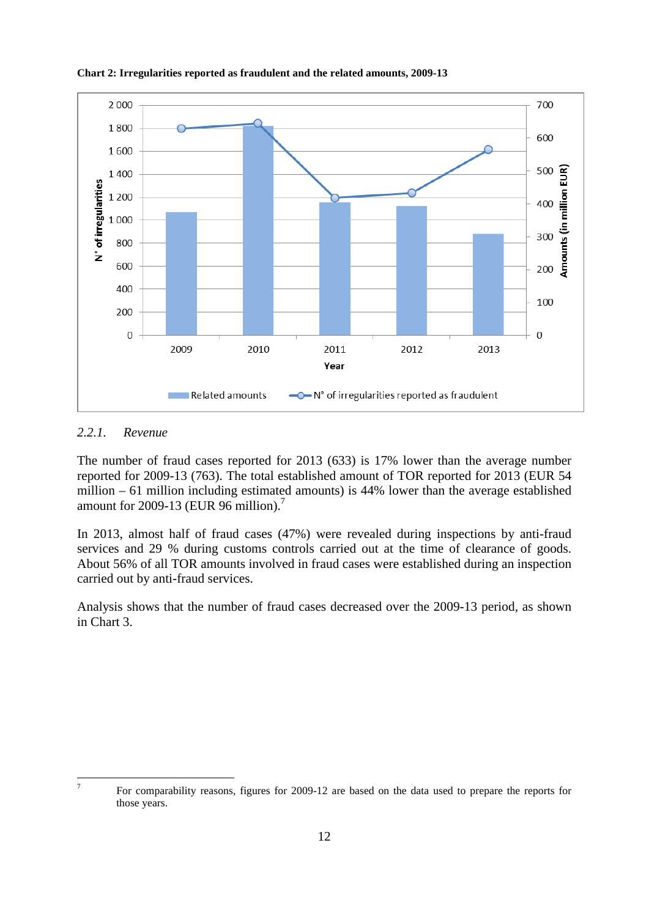**Chart 2: Irregularities reported as fraudulent and the related amounts, 2009-13**

### 2.2.1. *Revenue*

The number of fraud cases reported for 2013 (633) is 17% lower than the average number reported for 2009-13 (763). The total established amount of TOR reported for 2013 (EUR 54 million – 61 million including estimated amounts) is 44% lower than the average established amount for 2009-13 (EUR 96 million).[7]

In 2013, almost half of fraud cases (47%) were revealed during inspections by anti-fraud services and 29 % during customs controls carried out at the time of clearance of goods. About 56% of all TOR amounts involved in fraud cases were established during an inspection carried out by anti-fraud services.

Analysis shows that the number of fraud cases decreased over the 2009-13 period, as shown in Chart 3.

---

[7] For comparability reasons, figures for 2009-12 are based on the data used to prepare the reports for those years.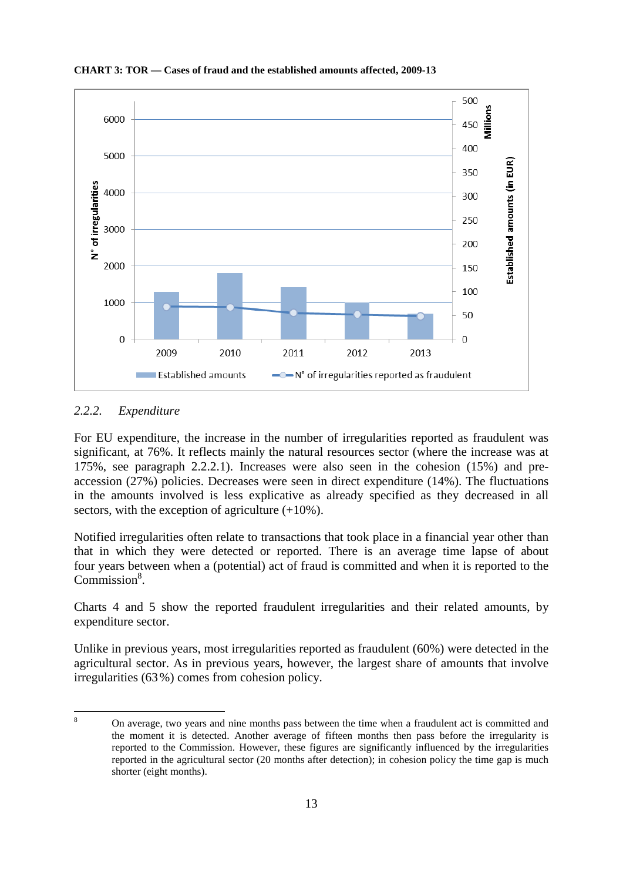**CHART 3: TOR — Cases of fraud and the established amounts affected, 2009-13**

### 2.2.2. *Expenditure*

For EU expenditure, the increase in the number of irregularities reported as fraudulent was significant, at 76%. It reflects mainly the natural resources sector (where the increase was at 175%, see paragraph 2.2.2.1). Increases were also seen in the cohesion (15%) and pre-accession (27%) policies. Decreases were seen in direct expenditure (14%). The fluctuations in the amounts involved is less explicative as already specified as they decreased in all sectors, with the exception of agriculture (+10%).

Notified irregularities often relate to transactions that took place in a financial year other than that in which they were detected or reported. There is an average time lapse of about four years between when a (potential) act of fraud is committed and when it is reported to the Commission[8].

Charts 4 and 5 show the reported fraudulent irregularities and their related amounts, by expenditure sector.

Unlike in previous years, most irregularities reported as fraudulent (60%) were detected in the agricultural sector. As in previous years, however, the largest share of amounts that involve irregularities (63%) comes from cohesion policy.

---

[8] On average, two years and nine months pass between the time when a fraudulent act is committed and the moment it is detected. Another average of fifteen months then pass before the irregularity is reported to the Commission. However, these figures are significantly influenced by the irregularities reported in the agricultural sector (20 months after detection); in cohesion policy the time gap is much shorter (eight months).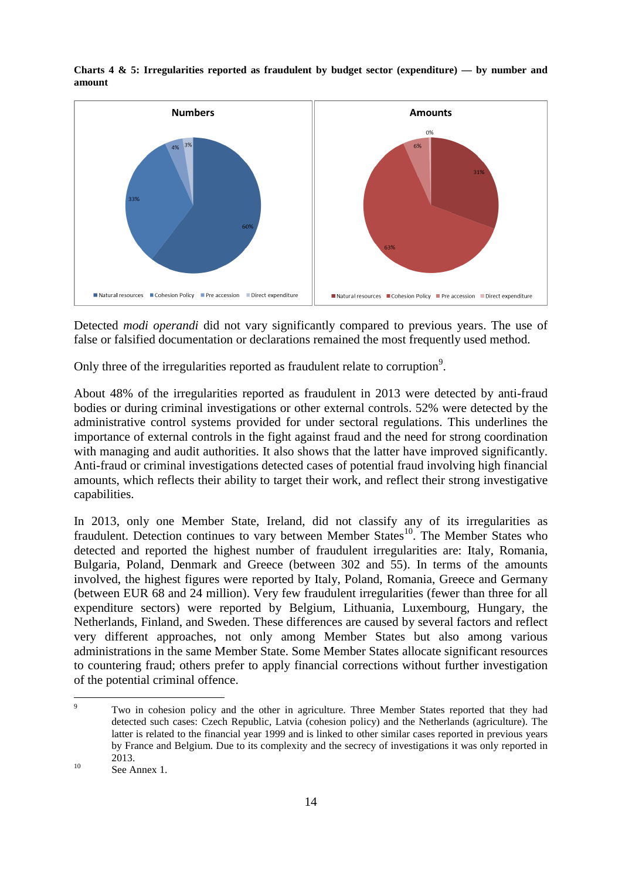**Charts 4 & 5: Irregularities reported as fraudulent by budget sector (expenditure) — by number and amount**

Numbers

60%, 33%, 4%, 3%

Natural resources | Cohesion Policy | Pre accession | Direct expenditure

Amounts

31%, 63%, 6%, 0%

Natural resources | Cohesion Policy | Pre accession | Direct expenditure

Detected *modi operandi* did not vary significantly compared to previous years. The use of false or falsified documentation or declarations remained the most frequently used method.

Only three of the irregularities reported as fraudulent relate to corruption[9].

About 48% of the irregularities reported as fraudulent in 2013 were detected by anti-fraud bodies or during criminal investigations or other external controls. 52% were detected by the administrative control systems provided for under sectoral regulations. This underlines the importance of external controls in the fight against fraud and the need for strong coordination with managing and audit authorities. It also shows that the latter have improved significantly. Anti-fraud or criminal investigations detected cases of potential fraud involving high financial amounts, which reflects their ability to target their work, and reflect their strong investigative capabilities.

In 2013, only one Member State, Ireland, did not classify any of its irregularities as fraudulent. Detection continues to vary between Member States[10]. The Member States who detected and reported the highest number of fraudulent irregularities are: Italy, Romania, Bulgaria, Poland, Denmark and Greece (between 302 and 55). In terms of the amounts involved, the highest figures were reported by Italy, Poland, Romania, Greece and Germany (between EUR 68 and 24 million). Very few fraudulent irregularities (fewer than three for all expenditure sectors) were reported by Belgium, Lithuania, Luxembourg, Hungary, the Netherlands, Finland, and Sweden. These differences are caused by several factors and reflect very different approaches, not only among Member States but also among various administrations in the same Member State. Some Member States allocate significant resources to countering fraud; others prefer to apply financial corrections without further investigation of the potential criminal offence.

---

[9] Two in cohesion policy and the other in agriculture. Three Member States reported that they had detected such cases: Czech Republic, Latvia (cohesion policy) and the Netherlands (agriculture). The latter is related to the financial year 1999 and is linked to other similar cases reported in previous years by France and Belgium. Due to its complexity and the secrecy of investigations it was only reported in 2013.

[10] See Annex 1.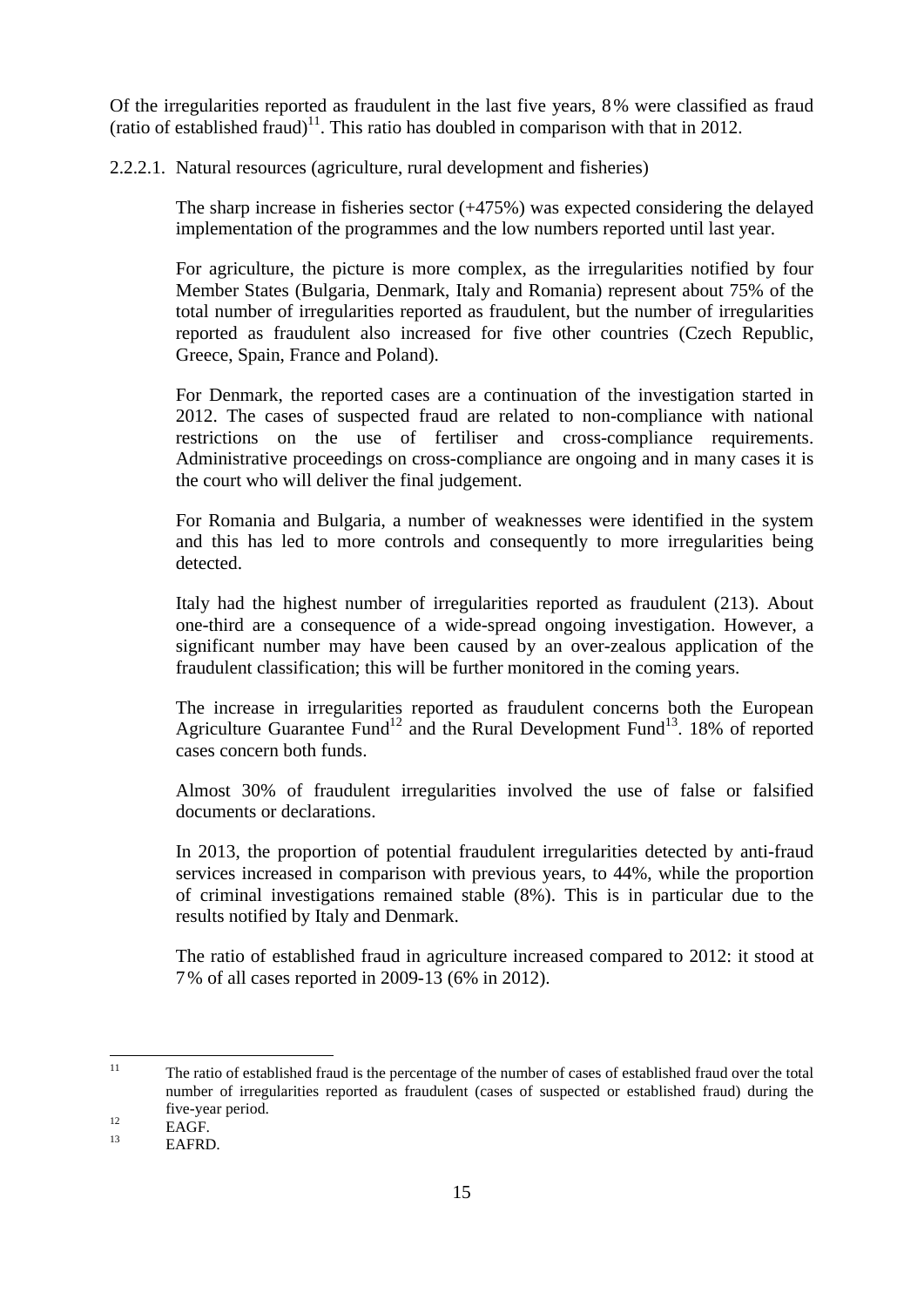Of the irregularities reported as fraudulent in the last five years, 8% were classified as fraud (ratio of established fraud)[11]. This ratio has doubled in comparison with that in 2012.

#### 2.2.2.1. Natural resources (agriculture, rural development and fisheries)

The sharp increase in fisheries sector (+475%) was expected considering the delayed implementation of the programmes and the low numbers reported until last year.

For agriculture, the picture is more complex, as the irregularities notified by four Member States (Bulgaria, Denmark, Italy and Romania) represent about 75% of the total number of irregularities reported as fraudulent, but the number of irregularities reported as fraudulent also increased for five other countries (Czech Republic, Greece, Spain, France and Poland).

For Denmark, the reported cases are a continuation of the investigation started in 2012. The cases of suspected fraud are related to non-compliance with national restrictions on the use of fertiliser and cross-compliance requirements. Administrative proceedings on cross-compliance are ongoing and in many cases it is the court who will deliver the final judgement.

For Romania and Bulgaria, a number of weaknesses were identified in the system and this has led to more controls and consequently to more irregularities being detected.

Italy had the highest number of irregularities reported as fraudulent (213). About one-third are a consequence of a wide-spread ongoing investigation. However, a significant number may have been caused by an over-zealous application of the fraudulent classification; this will be further monitored in the coming years.

The increase in irregularities reported as fraudulent concerns both the European Agriculture Guarantee Fund[12] and the Rural Development Fund[13]. 18% of reported cases concern both funds.

Almost 30% of fraudulent irregularities involved the use of false or falsified documents or declarations.

In 2013, the proportion of potential fraudulent irregularities detected by anti-fraud services increased in comparison with previous years, to 44%, while the proportion of criminal investigations remained stable (8%). This is in particular due to the results notified by Italy and Denmark.

The ratio of established fraud in agriculture increased compared to 2012: it stood at 7% of all cases reported in 2009-13 (6% in 2012).

---

[11] The ratio of established fraud is the percentage of the number of cases of established fraud over the total number of irregularities reported as fraudulent (cases of suspected or established fraud) during the five-year period.

[12] EAGF.

[13] EAFRD.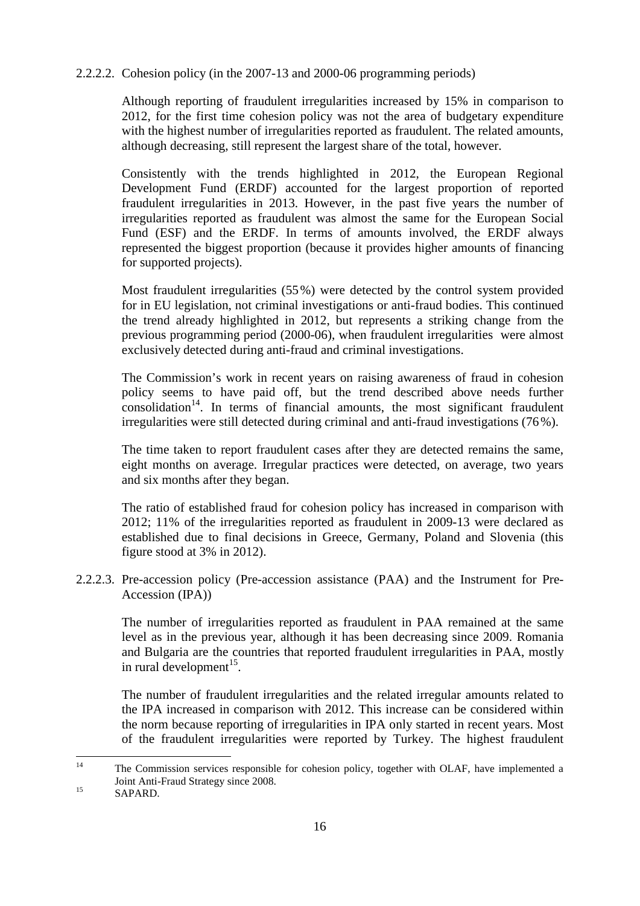#### 2.2.2.2. Cohesion policy (in the 2007-13 and 2000-06 programming periods)

Although reporting of fraudulent irregularities increased by 15% in comparison to 2012, for the first time cohesion policy was not the area of budgetary expenditure with the highest number of irregularities reported as fraudulent. The related amounts, although decreasing, still represent the largest share of the total, however.

Consistently with the trends highlighted in 2012, the European Regional Development Fund (ERDF) accounted for the largest proportion of reported fraudulent irregularities in 2013. However, in the past five years the number of irregularities reported as fraudulent was almost the same for the European Social Fund (ESF) and the ERDF. In terms of amounts involved, the ERDF always represented the biggest proportion (because it provides higher amounts of financing for supported projects).

Most fraudulent irregularities (55%) were detected by the control system provided for in EU legislation, not criminal investigations or anti-fraud bodies. This continued the trend already highlighted in 2012, but represents a striking change from the previous programming period (2000-06), when fraudulent irregularities were almost exclusively detected during anti-fraud and criminal investigations.

The Commission's work in recent years on raising awareness of fraud in cohesion policy seems to have paid off, but the trend described above needs further consolidation[14]. In terms of financial amounts, the most significant fraudulent irregularities were still detected during criminal and anti-fraud investigations (76%).

The time taken to report fraudulent cases after they are detected remains the same, eight months on average. Irregular practices were detected, on average, two years and six months after they began.

The ratio of established fraud for cohesion policy has increased in comparison with 2012; 11% of the irregularities reported as fraudulent in 2009-13 were declared as established due to final decisions in Greece, Germany, Poland and Slovenia (this figure stood at 3% in 2012).

#### 2.2.2.3. Pre-accession policy (Pre-accession assistance (PAA) and the Instrument for Pre-Accession (IPA))

The number of irregularities reported as fraudulent in PAA remained at the same level as in the previous year, although it has been decreasing since 2009. Romania and Bulgaria are the countries that reported fraudulent irregularities in PAA, mostly in rural development[15].

The number of fraudulent irregularities and the related irregular amounts related to the IPA increased in comparison with 2012. This increase can be considered within the norm because reporting of irregularities in IPA only started in recent years. Most of the fraudulent irregularities were reported by Turkey. The highest fraudulent

---

[14] The Commission services responsible for cohesion policy, together with OLAF, have implemented a Joint Anti-Fraud Strategy since 2008.

[15] SAPARD.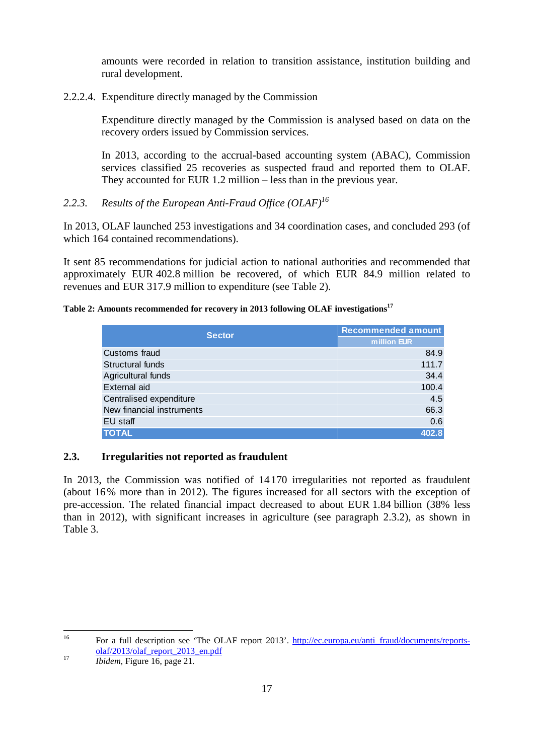amounts were recorded in relation to transition assistance, institution building and rural development.

2.2.2.4. Expenditure directly managed by the Commission

Expenditure directly managed by the Commission is analysed based on data on the recovery orders issued by Commission services.

In 2013, according to the accrual-based accounting system (ABAC), Commission services classified 25 recoveries as suspected fraud and reported them to OLAF. They accounted for EUR 1.2 million – less than in the previous year.

### *2.2.3. Results of the European Anti-Fraud Office (OLAF)*[16]

In 2013, OLAF launched 253 investigations and 34 coordination cases, and concluded 293 (of which 164 contained recommendations).

It sent 85 recommendations for judicial action to national authorities and recommended that approximately EUR 402.8 million be recovered, of which EUR 84.9 million related to revenues and EUR 317.9 million to expenditure (see Table 2).

**Table 2: Amounts recommended for recovery in 2013 following OLAF investigations**[17]

| Sector | Recommended amount (million EUR) |
|---|---|
| Customs fraud | 84.9 |
| Structural funds | 111.7 |
| Agricultural funds | 34.4 |
| External aid | 100.4 |
| Centralised expenditure | 4.5 |
| New financial instruments | 66.3 |
| EU staff | 0.6 |
| **TOTAL** | **402.8** |

## 2.3. Irregularities not reported as fraudulent

In 2013, the Commission was notified of 14170 irregularities not reported as fraudulent (about 16% more than in 2012). The figures increased for all sectors with the exception of pre-accession. The related financial impact decreased to about EUR 1.84 billion (38% less than in 2012), with significant increases in agriculture (see paragraph 2.3.2), as shown in Table 3.

---

[16] For a full description see 'The OLAF report 2013'. http://ec.europa.eu/anti_fraud/documents/reports-olaf/2013/olaf_report_2013_en.pdf

[17] *Ibidem*, Figure 16, page 21.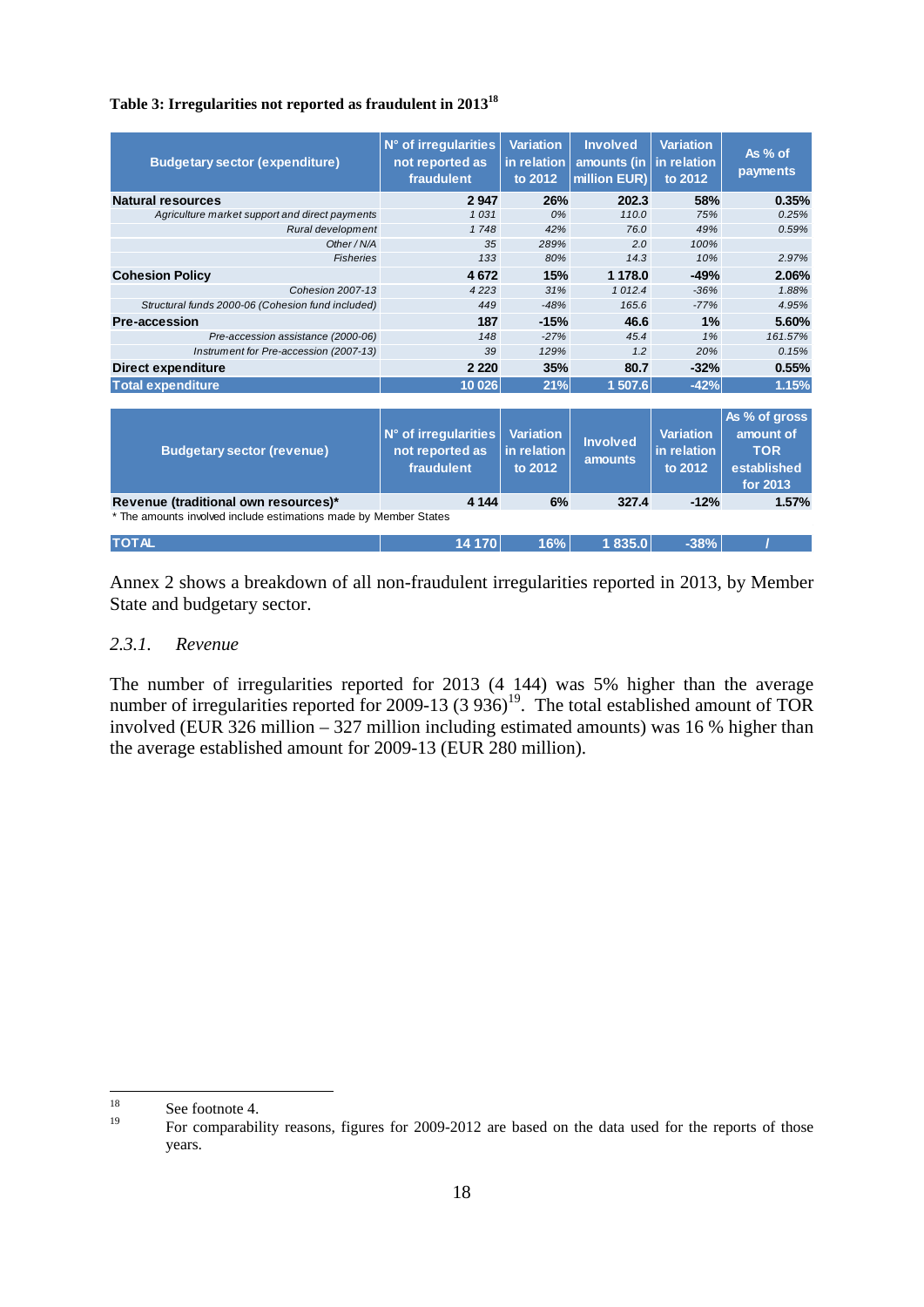**Table 3: Irregularities not reported as fraudulent in 2013**[18]

| Budgetary sector (expenditure) | N° of irregularities not reported as fraudulent | Variation in relation to 2012 | Involved amounts (in million EUR) | Variation in relation to 2012 | As % of payments |
|---|---|---|---|---|---|
| **Natural resources** | **2 947** | **26%** | **202.3** | **58%** | **0.35%** |
| *Agriculture market support and direct payments* | *1 031* | *0%* | *110.0* | *75%* | *0.25%* |
| *Rural development* | *1 748* | *42%* | *76.0* | *49%* | *0.59%* |
| *Other / N/A* | *35* | *289%* | *2.0* | *100%* | |
| *Fisheries* | *133* | *80%* | *14.3* | *10%* | *2.97%* |
| **Cohesion Policy** | **4 672** | **15%** | **1 178.0** | **-49%** | **2.06%** |
| *Cohesion 2007-13* | *4 223* | *31%* | *1 012.4* | *-36%* | *1.88%* |
| *Structural funds 2000-06 (Cohesion fund included)* | *449* | *-48%* | *165.6* | *-77%* | *4.95%* |
| **Pre-accession** | **187** | **-15%** | **46.6** | **1%** | **5.60%** |
| *Pre-accession assistance (2000-06)* | *148* | *-27%* | *45.4* | *1%* | *161.57%* |
| *Instrument for Pre-accession (2007-13)* | *39* | *129%* | *1.2* | *20%* | *0.15%* |
| **Direct expenditure** | **2 220** | **35%** | **80.7** | **-32%** | **0.55%** |
| **Total expenditure** | **10 026** | **21%** | **1 507.6** | **-42%** | **1.15%** |

| Budgetary sector (revenue) | N° of irregularities not reported as fraudulent | Variation in relation to 2012 | Involved amounts | Variation in relation to 2012 | As % of gross amount of TOR established for 2013 |
|---|---|---|---|---|---|
| **Revenue (traditional own resources)*** | **4 144** | **6%** | **327.4** | **-12%** | **1.57%** |
| **TOTAL** | **14 170** | **16%** | **1 835.0** | **-38%** | **/** |

\* The amounts involved include estimations made by Member States

Annex 2 shows a breakdown of all non-fraudulent irregularities reported in 2013, by Member State and budgetary sector.

### *2.3.1. Revenue*

The number of irregularities reported for 2013 (4 144) was 5% higher than the average number of irregularities reported for 2009-13 (3 936)[19]. The total established amount of TOR involved (EUR 326 million – 327 million including estimated amounts) was 16 % higher than the average established amount for 2009-13 (EUR 280 million).

---

[18] See footnote 4.

[19] For comparability reasons, figures for 2009-2012 are based on the data used for the reports of those years.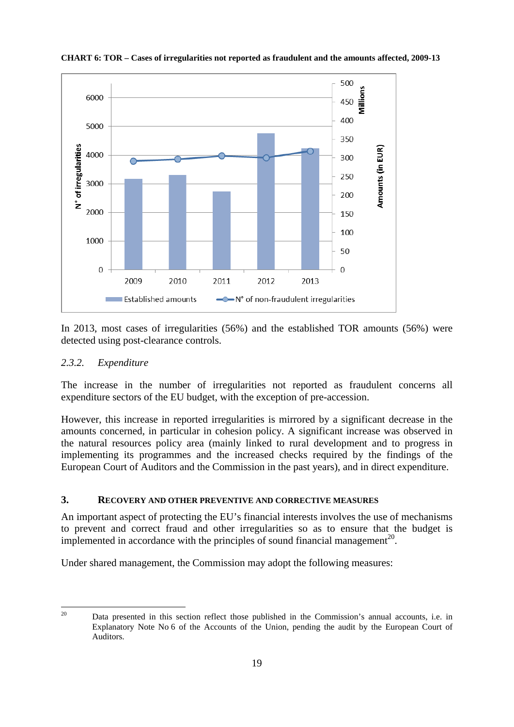**CHART 6: TOR – Cases of irregularities not reported as fraudulent and the amounts affected, 2009-13**

In 2013, most cases of irregularities (56%) and the established TOR amounts (56%) were detected using post-clearance controls.

### *2.3.2. Expenditure*

The increase in the number of irregularities not reported as fraudulent concerns all expenditure sectors of the EU budget, with the exception of pre-accession.

However, this increase in reported irregularities is mirrored by a significant decrease in the amounts concerned, in particular in cohesion policy. A significant increase was observed in the natural resources policy area (mainly linked to rural development and to progress in implementing its programmes and the increased checks required by the findings of the European Court of Auditors and the Commission in the past years), and in direct expenditure.

## 3. RECOVERY AND OTHER PREVENTIVE AND CORRECTIVE MEASURES

An important aspect of protecting the EU's financial interests involves the use of mechanisms to prevent and correct fraud and other irregularities so as to ensure that the budget is implemented in accordance with the principles of sound financial management[20].

Under shared management, the Commission may adopt the following measures:

[20] Data presented in this section reflect those published in the Commission's annual accounts, i.e. in Explanatory Note No 6 of the Accounts of the Union, pending the audit by the European Court of Auditors.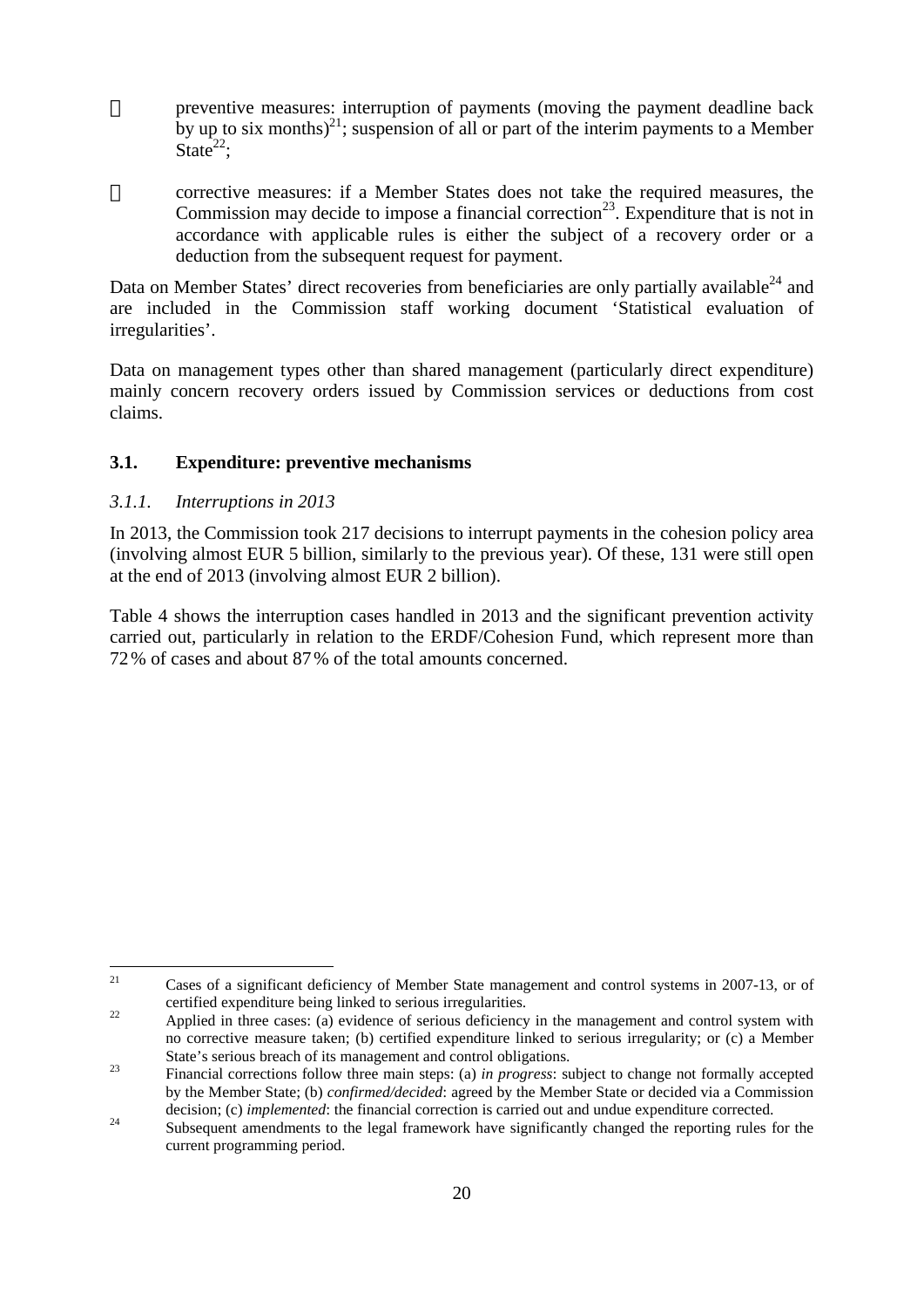- preventive measures: interruption of payments (moving the payment deadline back by up to six months)[21]; suspension of all or part of the interim payments to a Member State[22];
- corrective measures: if a Member States does not take the required measures, the Commission may decide to impose a financial correction[23]. Expenditure that is not in accordance with applicable rules is either the subject of a recovery order or a deduction from the subsequent request for payment.

Data on Member States' direct recoveries from beneficiaries are only partially available[24] and are included in the Commission staff working document 'Statistical evaluation of irregularities'.

Data on management types other than shared management (particularly direct expenditure) mainly concern recovery orders issued by Commission services or deductions from cost claims.

### 3.1. Expenditure: preventive mechanisms

#### *3.1.1. Interruptions in 2013*

In 2013, the Commission took 217 decisions to interrupt payments in the cohesion policy area (involving almost EUR 5 billion, similarly to the previous year). Of these, 131 were still open at the end of 2013 (involving almost EUR 2 billion).

Table 4 shows the interruption cases handled in 2013 and the significant prevention activity carried out, particularly in relation to the ERDF/Cohesion Fund, which represent more than 72 % of cases and about 87 % of the total amounts concerned.

---

[21] Cases of a significant deficiency of Member State management and control systems in 2007-13, or of certified expenditure being linked to serious irregularities.

[22] Applied in three cases: (a) evidence of serious deficiency in the management and control system with no corrective measure taken; (b) certified expenditure linked to serious irregularity; or (c) a Member State's serious breach of its management and control obligations.

[23] Financial corrections follow three main steps: (a) *in progress*: subject to change not formally accepted by the Member State; (b) *confirmed/decided*: agreed by the Member State or decided via a Commission decision; (c) *implemented*: the financial correction is carried out and undue expenditure corrected.

[24] Subsequent amendments to the legal framework have significantly changed the reporting rules for the current programming period.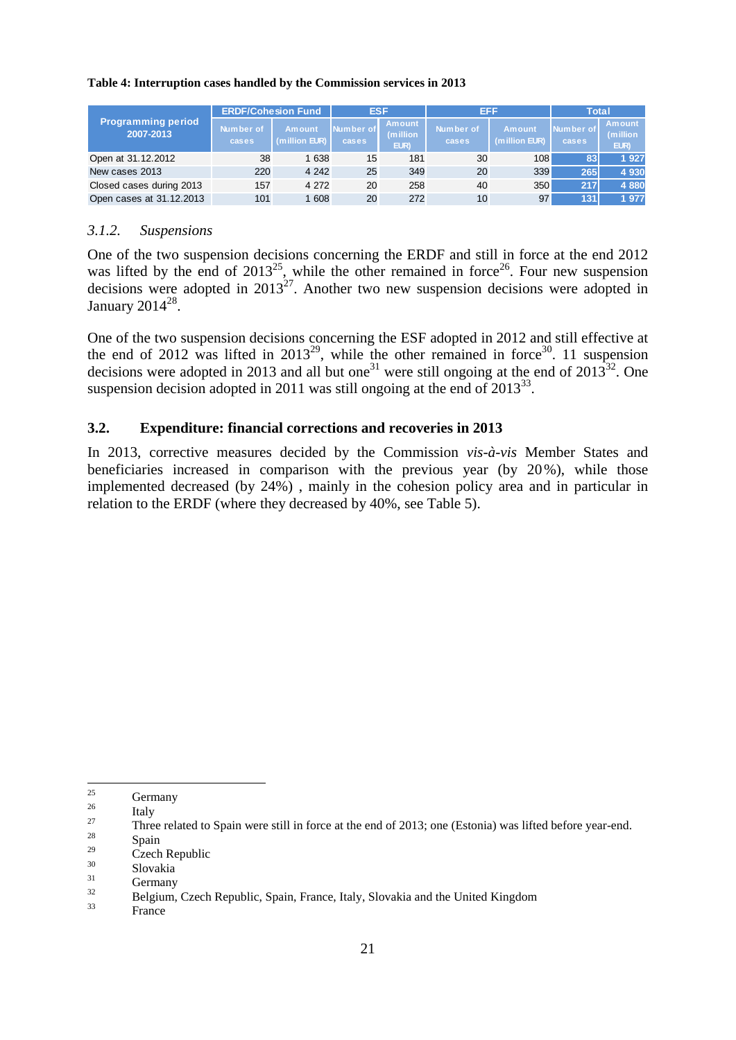**Table 4: Interruption cases handled by the Commission services in 2013**

| Programming period 2007-2013 | ERDF/Cohesion Fund | | ESF | | EFF | | Total | |
|---|---|---|---|---|---|---|---|---|
| | Number of cases | Amount (million EUR) | Number of cases | Amount (million EUR) | Number of cases | Amount (million EUR) | Number of cases | Amount (million EUR) |
| Open at 31.12.2012 | 38 | 1 638 | 15 | 181 | 30 | 108 | 83 | 1 927 |
| New cases 2013 | 220 | 4 242 | 25 | 349 | 20 | 339 | 265 | 4 930 |
| Closed cases during 2013 | 157 | 4 272 | 20 | 258 | 40 | 350 | 217 | 4 880 |
| Open cases at 31.12.2013 | 101 | 1 608 | 20 | 272 | 10 | 97 | 131 | 1 977 |

#### *3.1.2. Suspensions*

One of the two suspension decisions concerning the ERDF and still in force at the end 2012 was lifted by the end of 2013[25], while the other remained in force[26]. Four new suspension decisions were adopted in 2013[27]. Another two new suspension decisions were adopted in January 2014[28].

One of the two suspension decisions concerning the ESF adopted in 2012 and still effective at the end of 2012 was lifted in 2013[29], while the other remained in force[30]. 11 suspension decisions were adopted in 2013 and all but one[31] were still ongoing at the end of 2013[32]. One suspension decision adopted in 2011 was still ongoing at the end of 2013[33].

### 3.2. Expenditure: financial corrections and recoveries in 2013

In 2013, corrective measures decided by the Commission *vis-à-vis* Member States and beneficiaries increased in comparison with the previous year (by 20%), while those implemented decreased (by 24%) , mainly in the cohesion policy area and in particular in relation to the ERDF (where they decreased by 40%, see Table 5).

---

[25] Germany

[26] Italy

[27] Three related to Spain were still in force at the end of 2013; one (Estonia) was lifted before year-end.

[28] Spain

[29] Czech Republic

[30] Slovakia

[31] Germany

[32] Belgium, Czech Republic, Spain, France, Italy, Slovakia and the United Kingdom

[33] France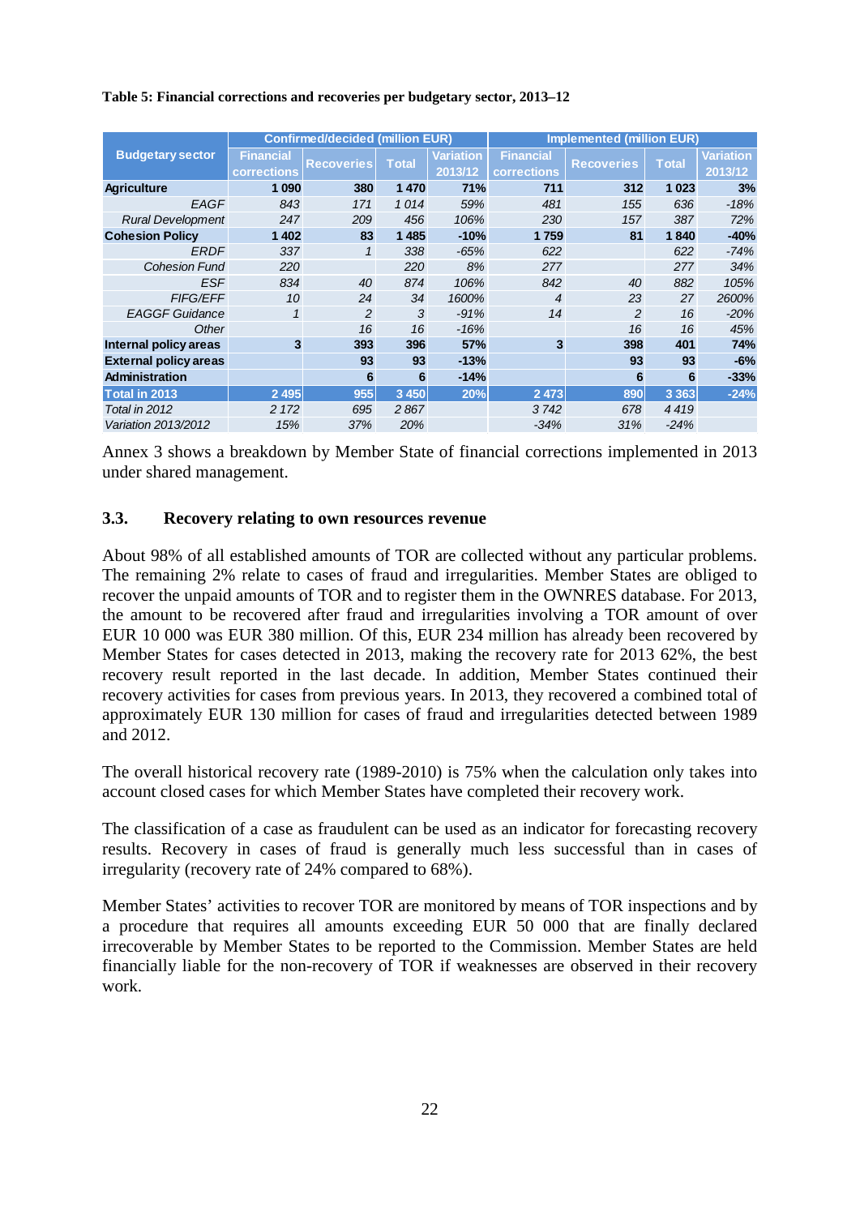**Table 5: Financial corrections and recoveries per budgetary sector, 2013–12**

| Budgetary sector | Confirmed/decided (million EUR) | | | | Implemented (million EUR) | | | |
|---|---|---|---|---|---|---|---|---|
| | Financial corrections | Recoveries | Total | Variation 2013/12 | Financial corrections | Recoveries | Total | Variation 2013/12 |
| **Agriculture** | **1 090** | **380** | **1 470** | **71%** | **711** | **312** | **1 023** | **3%** |
| *EAGF* | *843* | *171* | *1 014* | *59%* | *481* | *155* | *636* | *-18%* |
| *Rural Development* | *247* | *209* | *456* | *106%* | *230* | *157* | *387* | *72%* |
| **Cohesion Policy** | **1 402** | **83** | **1 485** | **-10%** | **1 759** | **81** | **1 840** | **-40%** |
| *ERDF* | *337* | *1* | *338* | *-65%* | *622* | | *622* | *-74%* |
| *Cohesion Fund* | *220* | | *220* | *8%* | *277* | | *277* | *34%* |
| *ESF* | *834* | *40* | *874* | *106%* | *842* | *40* | *882* | *105%* |
| *FIFG/EFF* | *10* | *24* | *34* | *1600%* | *4* | *23* | *27* | *2600%* |
| *EAGGF Guidance* | *1* | *2* | *3* | *-91%* | *14* | *2* | *16* | *-20%* |
| *Other* | | *16* | *16* | *-16%* | | *16* | *16* | *45%* |
| **Internal policy areas** | **3** | **393** | **396** | **57%** | **3** | **398** | **401** | **74%** |
| **External policy areas** | | **93** | **93** | **-13%** | | **93** | **93** | **-6%** |
| **Administration** | | **6** | **6** | **-14%** | | **6** | **6** | **-33%** |
| **Total in 2013** | **2 495** | **955** | **3 450** | **20%** | **2 473** | **890** | **3 363** | **-24%** |
| *Total in 2012* | *2 172* | *695* | *2 867* | | *3 742* | *678* | *4 419* | |
| *Variation 2013/2012* | *15%* | *37%* | *20%* | | *-34%* | *31%* | *-24%* | |

Annex 3 shows a breakdown by Member State of financial corrections implemented in 2013 under shared management.

## 3.3. Recovery relating to own resources revenue

About 98% of all established amounts of TOR are collected without any particular problems. The remaining 2% relate to cases of fraud and irregularities. Member States are obliged to recover the unpaid amounts of TOR and to register them in the OWNRES database. For 2013, the amount to be recovered after fraud and irregularities involving a TOR amount of over EUR 10 000 was EUR 380 million. Of this, EUR 234 million has already been recovered by Member States for cases detected in 2013, making the recovery rate for 2013 62%, the best recovery result reported in the last decade. In addition, Member States continued their recovery activities for cases from previous years. In 2013, they recovered a combined total of approximately EUR 130 million for cases of fraud and irregularities detected between 1989 and 2012.

The overall historical recovery rate (1989-2010) is 75% when the calculation only takes into account closed cases for which Member States have completed their recovery work.

The classification of a case as fraudulent can be used as an indicator for forecasting recovery results. Recovery in cases of fraud is generally much less successful than in cases of irregularity (recovery rate of 24% compared to 68%).

Member States' activities to recover TOR are monitored by means of TOR inspections and by a procedure that requires all amounts exceeding EUR 50 000 that are finally declared irrecoverable by Member States to be reported to the Commission. Member States are held financially liable for the non-recovery of TOR if weaknesses are observed in their recovery work.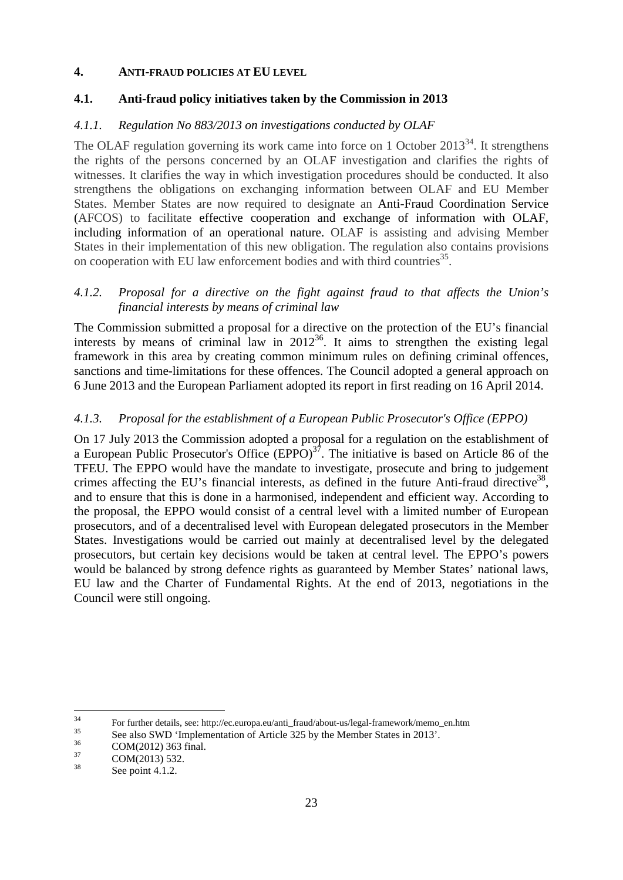# 4. ANTI-FRAUD POLICIES AT EU LEVEL

## 4.1. Anti-fraud policy initiatives taken by the Commission in 2013

### *4.1.1. Regulation No 883/2013 on investigations conducted by OLAF*

The OLAF regulation governing its work came into force on 1 October 2013[34]. It strengthens the rights of the persons concerned by an OLAF investigation and clarifies the rights of witnesses. It clarifies the way in which investigation procedures should be conducted. It also strengthens the obligations on exchanging information between OLAF and EU Member States. Member States are now required to designate an Anti-Fraud Coordination Service (AFCOS) to facilitate effective cooperation and exchange of information with OLAF, including information of an operational nature. OLAF is assisting and advising Member States in their implementation of this new obligation. The regulation also contains provisions on cooperation with EU law enforcement bodies and with third countries[35].

### *4.1.2. Proposal for a directive on the fight against fraud to that affects the Union's financial interests by means of criminal law*

The Commission submitted a proposal for a directive on the protection of the EU's financial interests by means of criminal law in 2012[36]. It aims to strengthen the existing legal framework in this area by creating common minimum rules on defining criminal offences, sanctions and time-limitations for these offences. The Council adopted a general approach on 6 June 2013 and the European Parliament adopted its report in first reading on 16 April 2014.

### *4.1.3. Proposal for the establishment of a European Public Prosecutor's Office (EPPO)*

On 17 July 2013 the Commission adopted a proposal for a regulation on the establishment of a European Public Prosecutor's Office (EPPO)[37]. The initiative is based on Article 86 of the TFEU. The EPPO would have the mandate to investigate, prosecute and bring to judgement crimes affecting the EU's financial interests, as defined in the future Anti-fraud directive[38], and to ensure that this is done in a harmonised, independent and efficient way. According to the proposal, the EPPO would consist of a central level with a limited number of European prosecutors, and of a decentralised level with European delegated prosecutors in the Member States. Investigations would be carried out mainly at decentralised level by the delegated prosecutors, but certain key decisions would be taken at central level. The EPPO's powers would be balanced by strong defence rights as guaranteed by Member States' national laws, EU law and the Charter of Fundamental Rights. At the end of 2013, negotiations in the Council were still ongoing.

---

[34] For further details, see: http://ec.europa.eu/anti_fraud/about-us/legal-framework/memo_en.htm

[35] See also SWD 'Implementation of Article 325 by the Member States in 2013'.

[36] COM(2012) 363 final.

[37] COM(2013) 532.

[38] See point 4.1.2.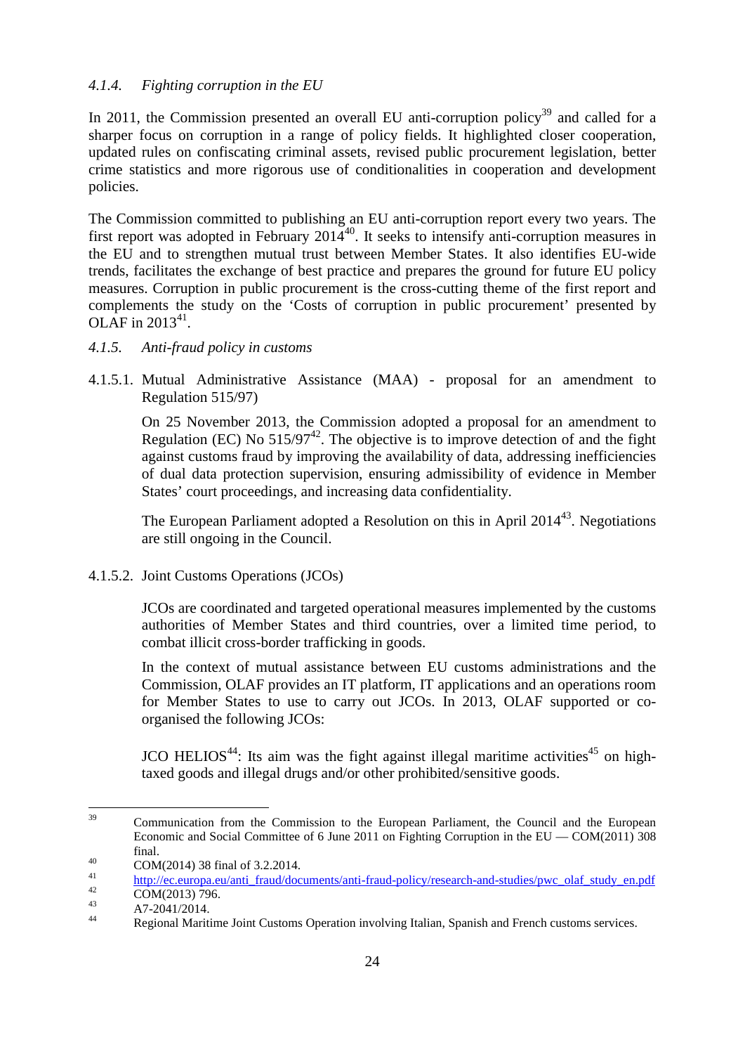#### *4.1.4. Fighting corruption in the EU*

In 2011, the Commission presented an overall EU anti-corruption policy[39] and called for a sharper focus on corruption in a range of policy fields. It highlighted closer cooperation, updated rules on confiscating criminal assets, revised public procurement legislation, better crime statistics and more rigorous use of conditionalities in cooperation and development policies.

The Commission committed to publishing an EU anti-corruption report every two years. The first report was adopted in February 2014[40]. It seeks to intensify anti-corruption measures in the EU and to strengthen mutual trust between Member States. It also identifies EU-wide trends, facilitates the exchange of best practice and prepares the ground for future EU policy measures. Corruption in public procurement is the cross-cutting theme of the first report and complements the study on the 'Costs of corruption in public procurement' presented by OLAF in 2013[41].

#### *4.1.5. Anti-fraud policy in customs*

##### 4.1.5.1. Mutual Administrative Assistance (MAA) - proposal for an amendment to Regulation 515/97)

On 25 November 2013, the Commission adopted a proposal for an amendment to Regulation (EC) No 515/97[42]. The objective is to improve detection of and the fight against customs fraud by improving the availability of data, addressing inefficiencies of dual data protection supervision, ensuring admissibility of evidence in Member States' court proceedings, and increasing data confidentiality.

The European Parliament adopted a Resolution on this in April 2014[43]. Negotiations are still ongoing in the Council.

##### 4.1.5.2. Joint Customs Operations (JCOs)

JCOs are coordinated and targeted operational measures implemented by the customs authorities of Member States and third countries, over a limited time period, to combat illicit cross-border trafficking in goods.

In the context of mutual assistance between EU customs administrations and the Commission, OLAF provides an IT platform, IT applications and an operations room for Member States to use to carry out JCOs. In 2013, OLAF supported or co-organised the following JCOs:

JCO HELIOS[44]: Its aim was the fight against illegal maritime activities[45] on high-taxed goods and illegal drugs and/or other prohibited/sensitive goods.

---

[39] Communication from the Commission to the European Parliament, the Council and the European Economic and Social Committee of 6 June 2011 on Fighting Corruption in the EU — COM(2011) 308 final.

[40] COM(2014) 38 final of 3.2.2014.

[41] http://ec.europa.eu/anti_fraud/documents/anti-fraud-policy/research-and-studies/pwc_olaf_study_en.pdf

[42] COM(2013) 796.

[43] A7-2041/2014.

[44] Regional Maritime Joint Customs Operation involving Italian, Spanish and French customs services.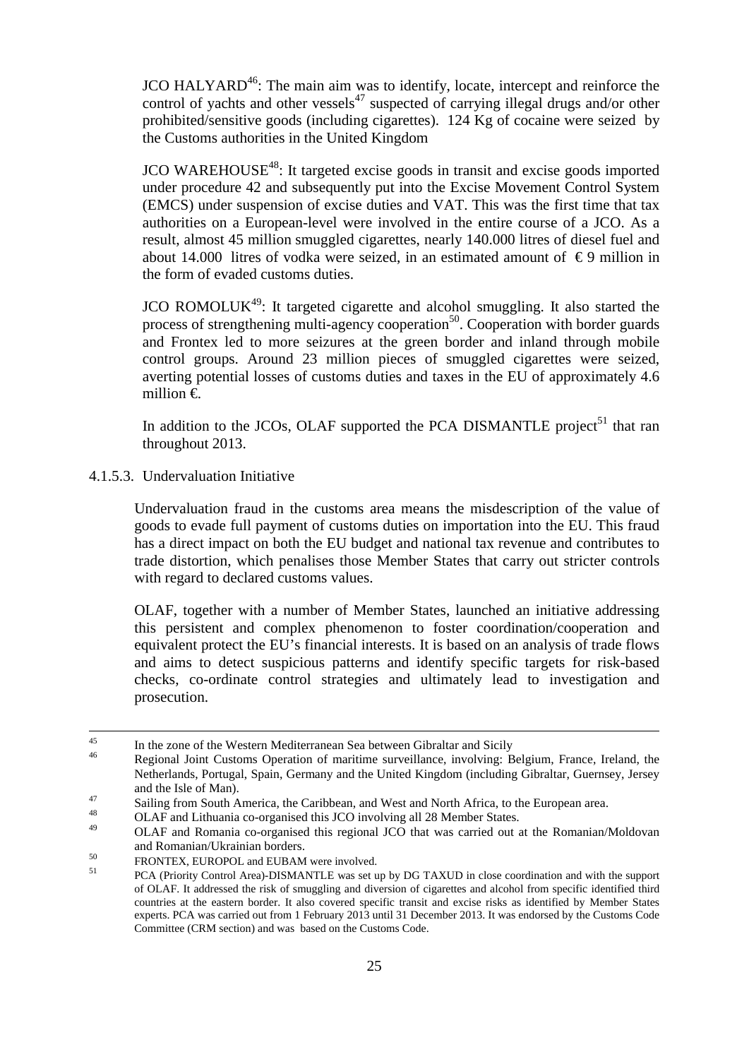JCO HALYARD[46]: The main aim was to identify, locate, intercept and reinforce the control of yachts and other vessels[47] suspected of carrying illegal drugs and/or other prohibited/sensitive goods (including cigarettes). 124 Kg of cocaine were seized by the Customs authorities in the United Kingdom

JCO WAREHOUSE[48]: It targeted excise goods in transit and excise goods imported under procedure 42 and subsequently put into the Excise Movement Control System (EMCS) under suspension of excise duties and VAT. This was the first time that tax authorities on a European-level were involved in the entire course of a JCO. As a result, almost 45 million smuggled cigarettes, nearly 140.000 litres of diesel fuel and about 14.000 litres of vodka were seized, in an estimated amount of € 9 million in the form of evaded customs duties.

JCO ROMOLUK[49]: It targeted cigarette and alcohol smuggling. It also started the process of strengthening multi-agency cooperation[50]. Cooperation with border guards and Frontex led to more seizures at the green border and inland through mobile control groups. Around 23 million pieces of smuggled cigarettes were seized, averting potential losses of customs duties and taxes in the EU of approximately 4.6 million €.

In addition to the JCOs, OLAF supported the PCA DISMANTLE project[51] that ran throughout 2013.

#### 4.1.5.3. Undervaluation Initiative

Undervaluation fraud in the customs area means the misdescription of the value of goods to evade full payment of customs duties on importation into the EU. This fraud has a direct impact on both the EU budget and national tax revenue and contributes to trade distortion, which penalises those Member States that carry out stricter controls with regard to declared customs values.

OLAF, together with a number of Member States, launched an initiative addressing this persistent and complex phenomenon to foster coordination/cooperation and equivalent protect the EU's financial interests. It is based on an analysis of trade flows and aims to detect suspicious patterns and identify specific targets for risk-based checks, co-ordinate control strategies and ultimately lead to investigation and prosecution.

---

[45] In the zone of the Western Mediterranean Sea between Gibraltar and Sicily

[46] Regional Joint Customs Operation of maritime surveillance, involving: Belgium, France, Ireland, the Netherlands, Portugal, Spain, Germany and the United Kingdom (including Gibraltar, Guernsey, Jersey and the Isle of Man).

[47] Sailing from South America, the Caribbean, and West and North Africa, to the European area.

[48] OLAF and Lithuania co-organised this JCO involving all 28 Member States.

[49] OLAF and Romania co-organised this regional JCO that was carried out at the Romanian/Moldovan and Romanian/Ukrainian borders.

[50] FRONTEX, EUROPOL and EUBAM were involved.

[51] PCA (Priority Control Area)-DISMANTLE was set up by DG TAXUD in close coordination and with the support of OLAF. It addressed the risk of smuggling and diversion of cigarettes and alcohol from specific identified third countries at the eastern border. It also covered specific transit and excise risks as identified by Member States experts. PCA was carried out from 1 February 2013 until 31 December 2013. It was endorsed by the Customs Code Committee (CRM section) and was based on the Customs Code.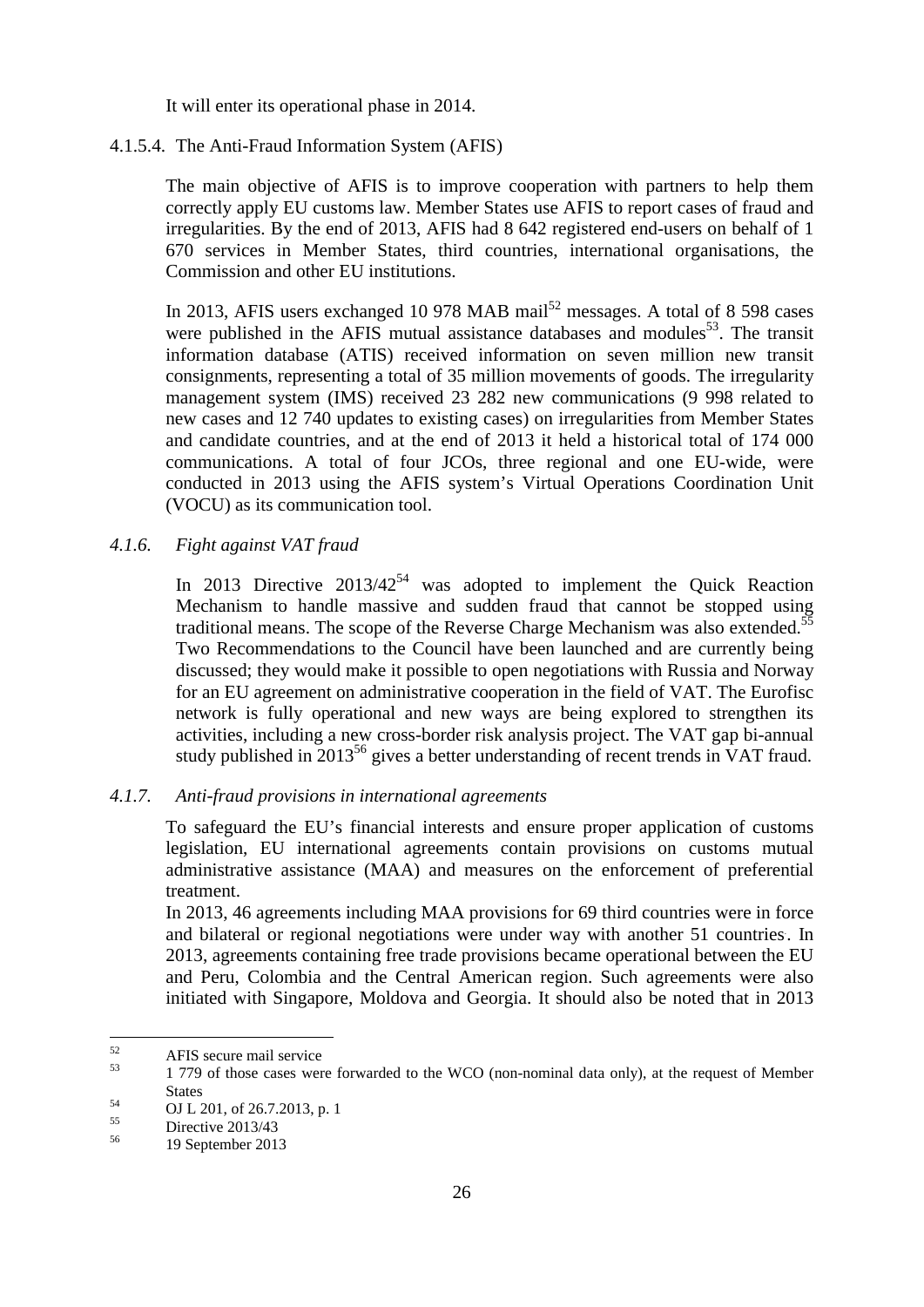It will enter its operational phase in 2014.

#### 4.1.5.4. The Anti-Fraud Information System (AFIS)

The main objective of AFIS is to improve cooperation with partners to help them correctly apply EU customs law. Member States use AFIS to report cases of fraud and irregularities. By the end of 2013, AFIS had 8 642 registered end-users on behalf of 1 670 services in Member States, third countries, international organisations, the Commission and other EU institutions.

In 2013, AFIS users exchanged 10 978 MAB mail[52] messages. A total of 8 598 cases were published in the AFIS mutual assistance databases and modules[53]. The transit information database (ATIS) received information on seven million new transit consignments, representing a total of 35 million movements of goods. The irregularity management system (IMS) received 23 282 new communications (9 998 related to new cases and 12 740 updates to existing cases) on irregularities from Member States and candidate countries, and at the end of 2013 it held a historical total of 174 000 communications. A total of four JCOs, three regional and one EU-wide, were conducted in 2013 using the AFIS system's Virtual Operations Coordination Unit (VOCU) as its communication tool.

### *4.1.6. Fight against VAT fraud*

In 2013 Directive 2013/42[54] was adopted to implement the Quick Reaction Mechanism to handle massive and sudden fraud that cannot be stopped using traditional means. The scope of the Reverse Charge Mechanism was also extended.[55] Two Recommendations to the Council have been launched and are currently being discussed; they would make it possible to open negotiations with Russia and Norway for an EU agreement on administrative cooperation in the field of VAT. The Eurofisc network is fully operational and new ways are being explored to strengthen its activities, including a new cross-border risk analysis project. The VAT gap bi-annual study published in 2013[56] gives a better understanding of recent trends in VAT fraud.

### *4.1.7. Anti-fraud provisions in international agreements*

To safeguard the EU's financial interests and ensure proper application of customs legislation, EU international agreements contain provisions on customs mutual administrative assistance (MAA) and measures on the enforcement of preferential treatment.

In 2013, 46 agreements including MAA provisions for 69 third countries were in force and bilateral or regional negotiations were under way with another 51 countries. In 2013, agreements containing free trade provisions became operational between the EU and Peru, Colombia and the Central American region. Such agreements were also initiated with Singapore, Moldova and Georgia. It should also be noted that in 2013

---

[52] AFIS secure mail service

[53] 1 779 of those cases were forwarded to the WCO (non-nominal data only), at the request of Member States

[54] OJ L 201, of 26.7.2013, p. 1

[55] Directive 2013/43

[56] 19 September 2013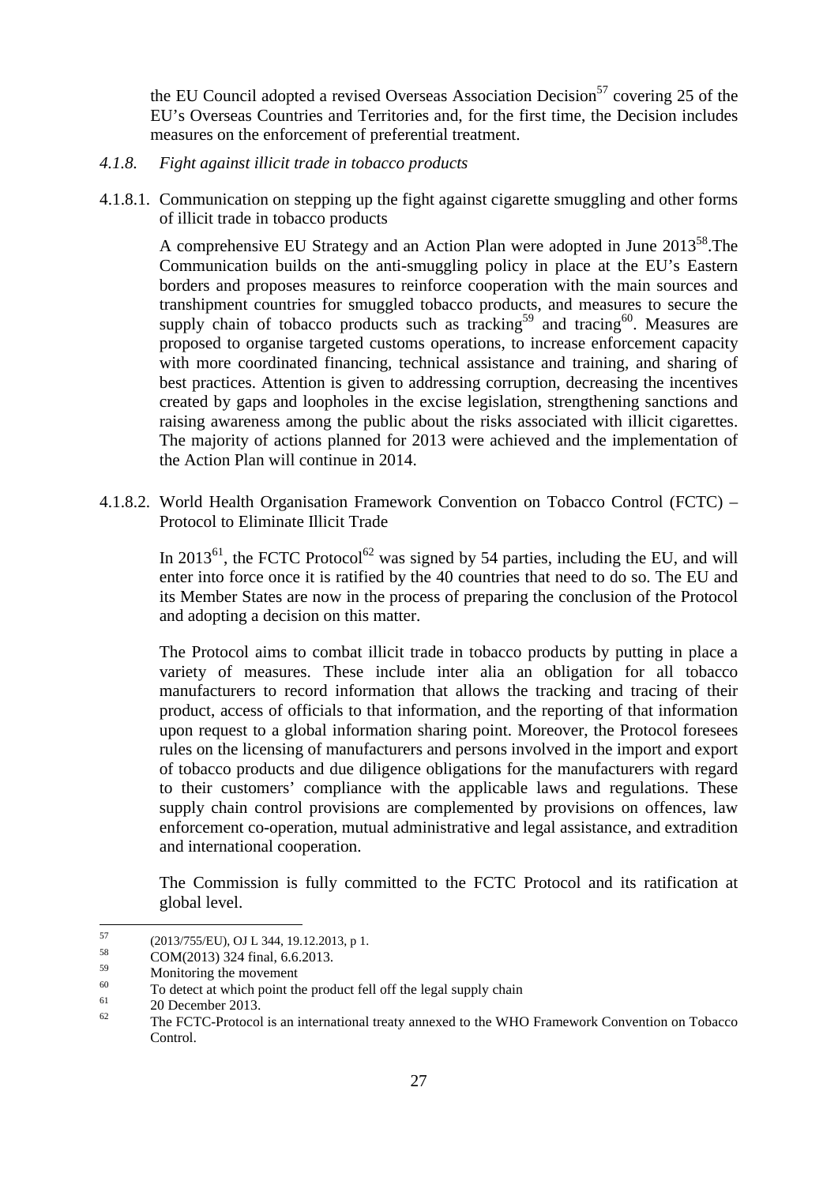the EU Council adopted a revised Overseas Association Decision[57] covering 25 of the EU's Overseas Countries and Territories and, for the first time, the Decision includes measures on the enforcement of preferential treatment.

#### *4.1.8. Fight against illicit trade in tobacco products*

##### 4.1.8.1. Communication on stepping up the fight against cigarette smuggling and other forms of illicit trade in tobacco products

A comprehensive EU Strategy and an Action Plan were adopted in June 2013[58].The Communication builds on the anti-smuggling policy in place at the EU's Eastern borders and proposes measures to reinforce cooperation with the main sources and transhipment countries for smuggled tobacco products, and measures to secure the supply chain of tobacco products such as tracking[59] and tracing[60]. Measures are proposed to organise targeted customs operations, to increase enforcement capacity with more coordinated financing, technical assistance and training, and sharing of best practices. Attention is given to addressing corruption, decreasing the incentives created by gaps and loopholes in the excise legislation, strengthening sanctions and raising awareness among the public about the risks associated with illicit cigarettes. The majority of actions planned for 2013 were achieved and the implementation of the Action Plan will continue in 2014.

##### 4.1.8.2. World Health Organisation Framework Convention on Tobacco Control (FCTC) – Protocol to Eliminate Illicit Trade

In 2013[61], the FCTC Protocol[62] was signed by 54 parties, including the EU, and will enter into force once it is ratified by the 40 countries that need to do so. The EU and its Member States are now in the process of preparing the conclusion of the Protocol and adopting a decision on this matter.

The Protocol aims to combat illicit trade in tobacco products by putting in place a variety of measures. These include inter alia an obligation for all tobacco manufacturers to record information that allows the tracking and tracing of their product, access of officials to that information, and the reporting of that information upon request to a global information sharing point. Moreover, the Protocol foresees rules on the licensing of manufacturers and persons involved in the import and export of tobacco products and due diligence obligations for the manufacturers with regard to their customers' compliance with the applicable laws and regulations. These supply chain control provisions are complemented by provisions on offences, law enforcement co-operation, mutual administrative and legal assistance, and extradition and international cooperation.

The Commission is fully committed to the FCTC Protocol and its ratification at global level.

---

[57] (2013/755/EU), OJ L 344, 19.12.2013, p 1.

[58] COM(2013) 324 final, 6.6.2013.

[59] Monitoring the movement

[60] To detect at which point the product fell off the legal supply chain

[61] 20 December 2013.

[62] The FCTC-Protocol is an international treaty annexed to the WHO Framework Convention on Tobacco Control.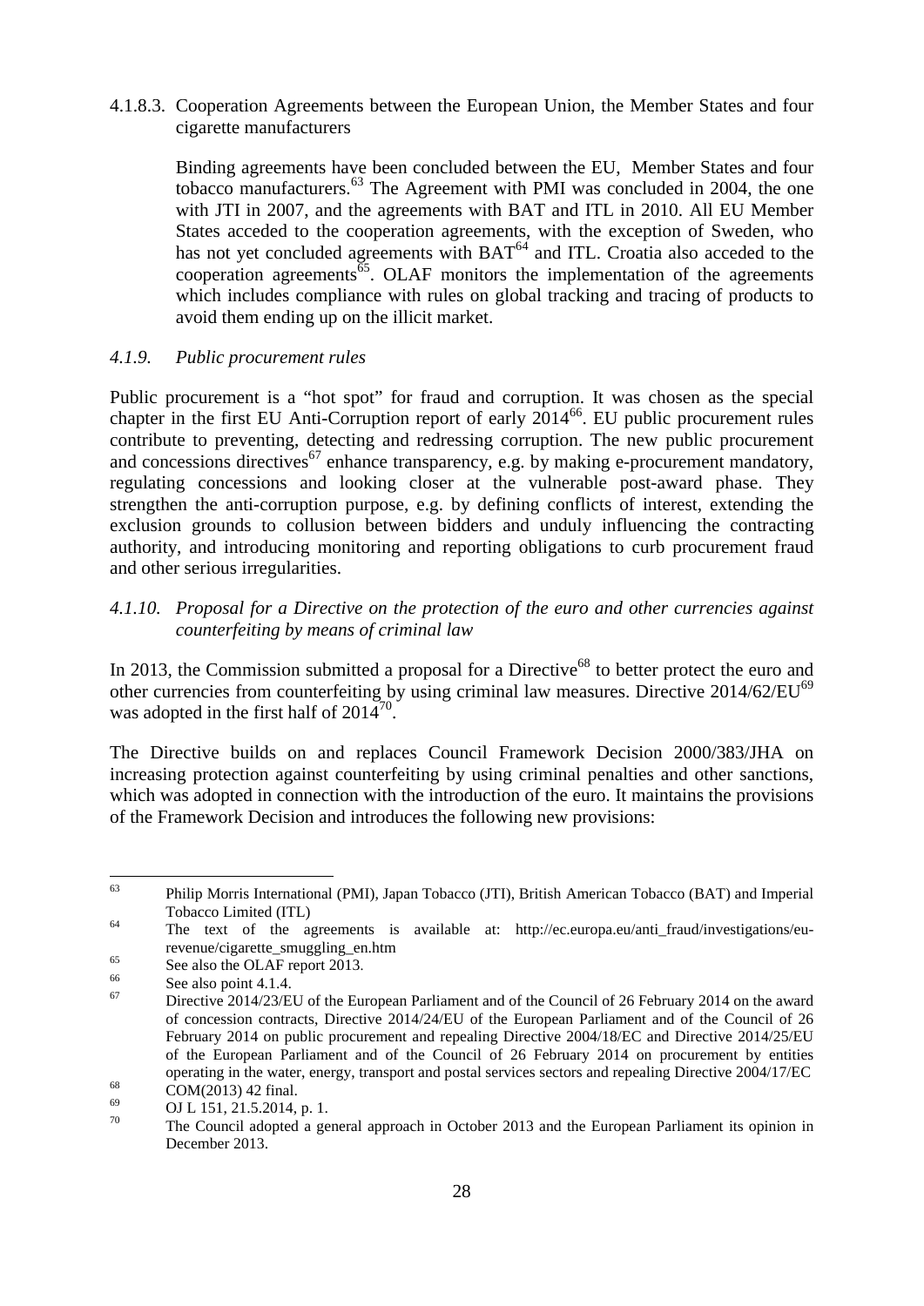4.1.8.3. Cooperation Agreements between the European Union, the Member States and four cigarette manufacturers

Binding agreements have been concluded between the EU, Member States and four tobacco manufacturers.[63] The Agreement with PMI was concluded in 2004, the one with JTI in 2007, and the agreements with BAT and ITL in 2010. All EU Member States acceded to the cooperation agreements, with the exception of Sweden, who has not yet concluded agreements with BAT[64] and ITL. Croatia also acceded to the cooperation agreements[65]. OLAF monitors the implementation of the agreements which includes compliance with rules on global tracking and tracing of products to avoid them ending up on the illicit market.

### *4.1.9. Public procurement rules*

Public procurement is a "hot spot" for fraud and corruption. It was chosen as the special chapter in the first EU Anti-Corruption report of early 2014[66]. EU public procurement rules contribute to preventing, detecting and redressing corruption. The new public procurement and concessions directives[67] enhance transparency, e.g. by making e-procurement mandatory, regulating concessions and looking closer at the vulnerable post-award phase. They strengthen the anti-corruption purpose, e.g. by defining conflicts of interest, extending the exclusion grounds to collusion between bidders and unduly influencing the contracting authority, and introducing monitoring and reporting obligations to curb procurement fraud and other serious irregularities.

### *4.1.10. Proposal for a Directive on the protection of the euro and other currencies against counterfeiting by means of criminal law*

In 2013, the Commission submitted a proposal for a Directive[68] to better protect the euro and other currencies from counterfeiting by using criminal law measures. Directive 2014/62/EU[69] was adopted in the first half of 2014[70].

The Directive builds on and replaces Council Framework Decision 2000/383/JHA on increasing protection against counterfeiting by using criminal penalties and other sanctions, which was adopted in connection with the introduction of the euro. It maintains the provisions of the Framework Decision and introduces the following new provisions:

---

[63] Philip Morris International (PMI), Japan Tobacco (JTI), British American Tobacco (BAT) and Imperial Tobacco Limited (ITL)

[64] The text of the agreements is available at: http://ec.europa.eu/anti_fraud/investigations/eu-revenue/cigarette_smuggling_en.htm

[65] See also the OLAF report 2013.

[66] See also point 4.1.4.

[67] Directive 2014/23/EU of the European Parliament and of the Council of 26 February 2014 on the award of concession contracts, Directive 2014/24/EU of the European Parliament and of the Council of 26 February 2014 on public procurement and repealing Directive 2004/18/EC and Directive 2014/25/EU of the European Parliament and of the Council of 26 February 2014 on procurement by entities operating in the water, energy, transport and postal services sectors and repealing Directive 2004/17/EC

[68] COM(2013) 42 final.

[69] OJ L 151, 21.5.2014, p. 1.

[70] The Council adopted a general approach in October 2013 and the European Parliament its opinion in December 2013.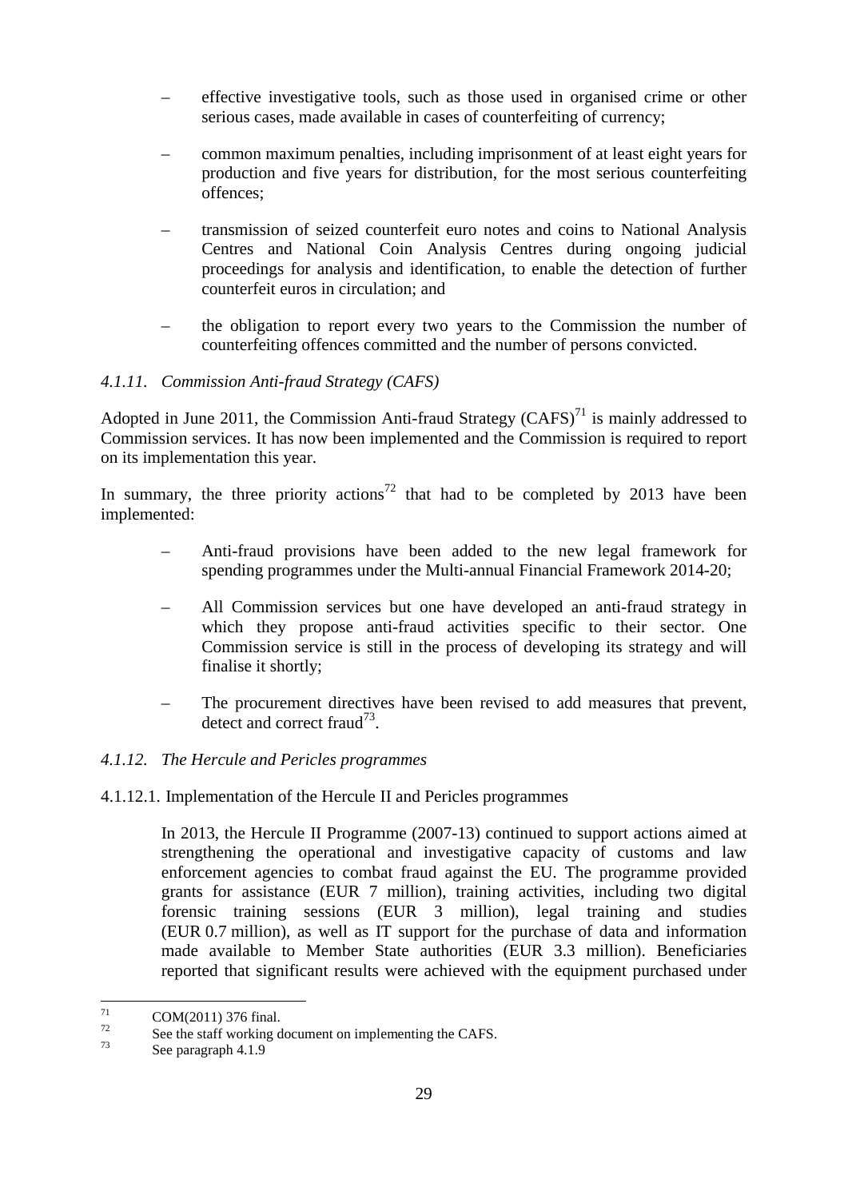- effective investigative tools, such as those used in organised crime or other serious cases, made available in cases of counterfeiting of currency;
- common maximum penalties, including imprisonment of at least eight years for production and five years for distribution, for the most serious counterfeiting offences;
- transmission of seized counterfeit euro notes and coins to National Analysis Centres and National Coin Analysis Centres during ongoing judicial proceedings for analysis and identification, to enable the detection of further counterfeit euros in circulation; and
- the obligation to report every two years to the Commission the number of counterfeiting offences committed and the number of persons convicted.

#### *4.1.11. Commission Anti-fraud Strategy (CAFS)*

Adopted in June 2011, the Commission Anti-fraud Strategy (CAFS)[71] is mainly addressed to Commission services. It has now been implemented and the Commission is required to report on its implementation this year.

In summary, the three priority actions[72] that had to be completed by 2013 have been implemented:

- Anti-fraud provisions have been added to the new legal framework for spending programmes under the Multi-annual Financial Framework 2014-20;
- All Commission services but one have developed an anti-fraud strategy in which they propose anti-fraud activities specific to their sector. One Commission service is still in the process of developing its strategy and will finalise it shortly;
- The procurement directives have been revised to add measures that prevent, detect and correct fraud[73].

#### *4.1.12. The Hercule and Pericles programmes*

##### 4.1.12.1. Implementation of the Hercule II and Pericles programmes

In 2013, the Hercule II Programme (2007-13) continued to support actions aimed at strengthening the operational and investigative capacity of customs and law enforcement agencies to combat fraud against the EU. The programme provided grants for assistance (EUR 7 million), training activities, including two digital forensic training sessions (EUR 3 million), legal training and studies (EUR 0.7 million), as well as IT support for the purchase of data and information made available to Member State authorities (EUR 3.3 million). Beneficiaries reported that significant results were achieved with the equipment purchased under

---

[71] COM(2011) 376 final.

[72] See the staff working document on implementing the CAFS.

[73] See paragraph 4.1.9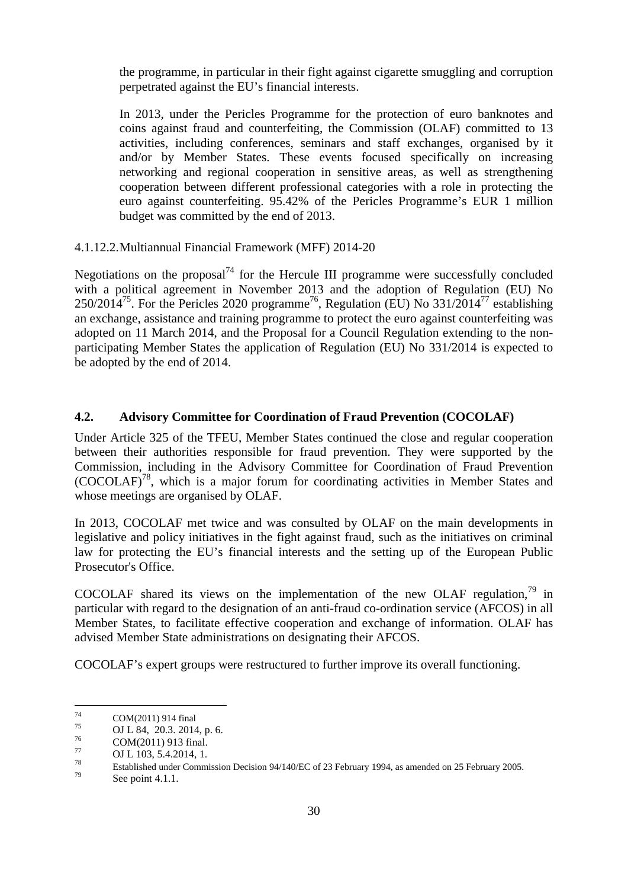the programme, in particular in their fight against cigarette smuggling and corruption perpetrated against the EU's financial interests.

In 2013, under the Pericles Programme for the protection of euro banknotes and coins against fraud and counterfeiting, the Commission (OLAF) committed to 13 activities, including conferences, seminars and staff exchanges, organised by it and/or by Member States. These events focused specifically on increasing networking and regional cooperation in sensitive areas, as well as strengthening cooperation between different professional categories with a role in protecting the euro against counterfeiting. 95.42% of the Pericles Programme's EUR 1 million budget was committed by the end of 2013.

4.1.12.2. Multiannual Financial Framework (MFF) 2014-20

Negotiations on the proposal[74] for the Hercule III programme were successfully concluded with a political agreement in November 2013 and the adoption of Regulation (EU) No 250/2014[75]. For the Pericles 2020 programme[76], Regulation (EU) No 331/2014[77] establishing an exchange, assistance and training programme to protect the euro against counterfeiting was adopted on 11 March 2014, and the Proposal for a Council Regulation extending to the non-participating Member States the application of Regulation (EU) No 331/2014 is expected to be adopted by the end of 2014.

## 4.2. Advisory Committee for Coordination of Fraud Prevention (COCOLAF)

Under Article 325 of the TFEU, Member States continued the close and regular cooperation between their authorities responsible for fraud prevention. They were supported by the Commission, including in the Advisory Committee for Coordination of Fraud Prevention (COCOLAF)[78], which is a major forum for coordinating activities in Member States and whose meetings are organised by OLAF.

In 2013, COCOLAF met twice and was consulted by OLAF on the main developments in legislative and policy initiatives in the fight against fraud, such as the initiatives on criminal law for protecting the EU's financial interests and the setting up of the European Public Prosecutor's Office.

COCOLAF shared its views on the implementation of the new OLAF regulation,[79] in particular with regard to the designation of an anti-fraud co-ordination service (AFCOS) in all Member States, to facilitate effective cooperation and exchange of information. OLAF has advised Member State administrations on designating their AFCOS.

COCOLAF's expert groups were restructured to further improve its overall functioning.

---

[74] COM(2011) 914 final

[75] OJ L 84, 20.3. 2014, p. 6.

[76] COM(2011) 913 final.

[77] OJ L 103, 5.4.2014, 1.

[78] Established under Commission Decision 94/140/EC of 23 February 1994, as amended on 25 February 2005.

[79] See point 4.1.1.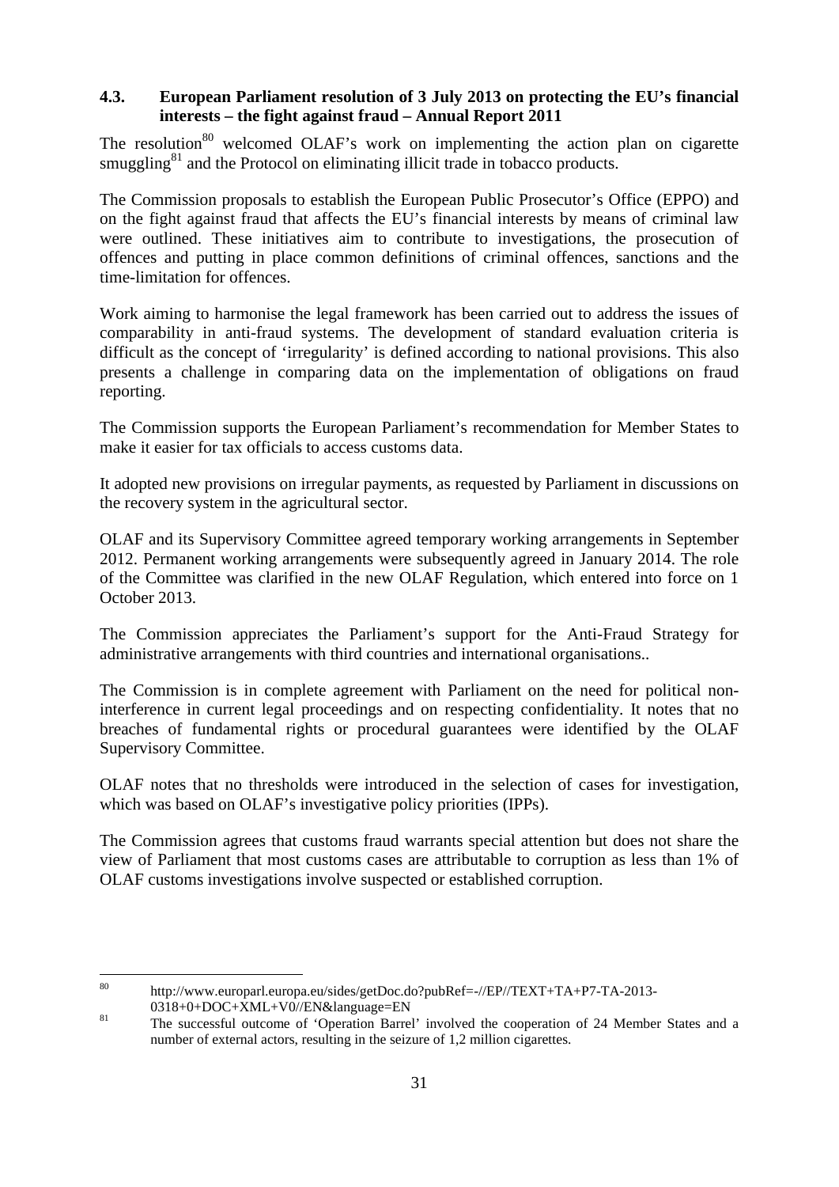### 4.3. European Parliament resolution of 3 July 2013 on protecting the EU's financial interests – the fight against fraud – Annual Report 2011

The resolution[80] welcomed OLAF's work on implementing the action plan on cigarette smuggling[81] and the Protocol on eliminating illicit trade in tobacco products.

The Commission proposals to establish the European Public Prosecutor's Office (EPPO) and on the fight against fraud that affects the EU's financial interests by means of criminal law were outlined. These initiatives aim to contribute to investigations, the prosecution of offences and putting in place common definitions of criminal offences, sanctions and the time-limitation for offences.

Work aiming to harmonise the legal framework has been carried out to address the issues of comparability in anti-fraud systems. The development of standard evaluation criteria is difficult as the concept of 'irregularity' is defined according to national provisions. This also presents a challenge in comparing data on the implementation of obligations on fraud reporting.

The Commission supports the European Parliament's recommendation for Member States to make it easier for tax officials to access customs data.

It adopted new provisions on irregular payments, as requested by Parliament in discussions on the recovery system in the agricultural sector.

OLAF and its Supervisory Committee agreed temporary working arrangements in September 2012. Permanent working arrangements were subsequently agreed in January 2014. The role of the Committee was clarified in the new OLAF Regulation, which entered into force on 1 October 2013.

The Commission appreciates the Parliament's support for the Anti-Fraud Strategy for administrative arrangements with third countries and international organisations..

The Commission is in complete agreement with Parliament on the need for political non-interference in current legal proceedings and on respecting confidentiality. It notes that no breaches of fundamental rights or procedural guarantees were identified by the OLAF Supervisory Committee.

OLAF notes that no thresholds were introduced in the selection of cases for investigation, which was based on OLAF's investigative policy priorities (IPPs).

The Commission agrees that customs fraud warrants special attention but does not share the view of Parliament that most customs cases are attributable to corruption as less than 1% of OLAF customs investigations involve suspected or established corruption.

---

[80] http://www.europarl.europa.eu/sides/getDoc.do?pubRef=-//EP//TEXT+TA+P7-TA-2013-0318+0+DOC+XML+V0//EN&language=EN

[81] The successful outcome of 'Operation Barrel' involved the cooperation of 24 Member States and a number of external actors, resulting in the seizure of 1,2 million cigarettes.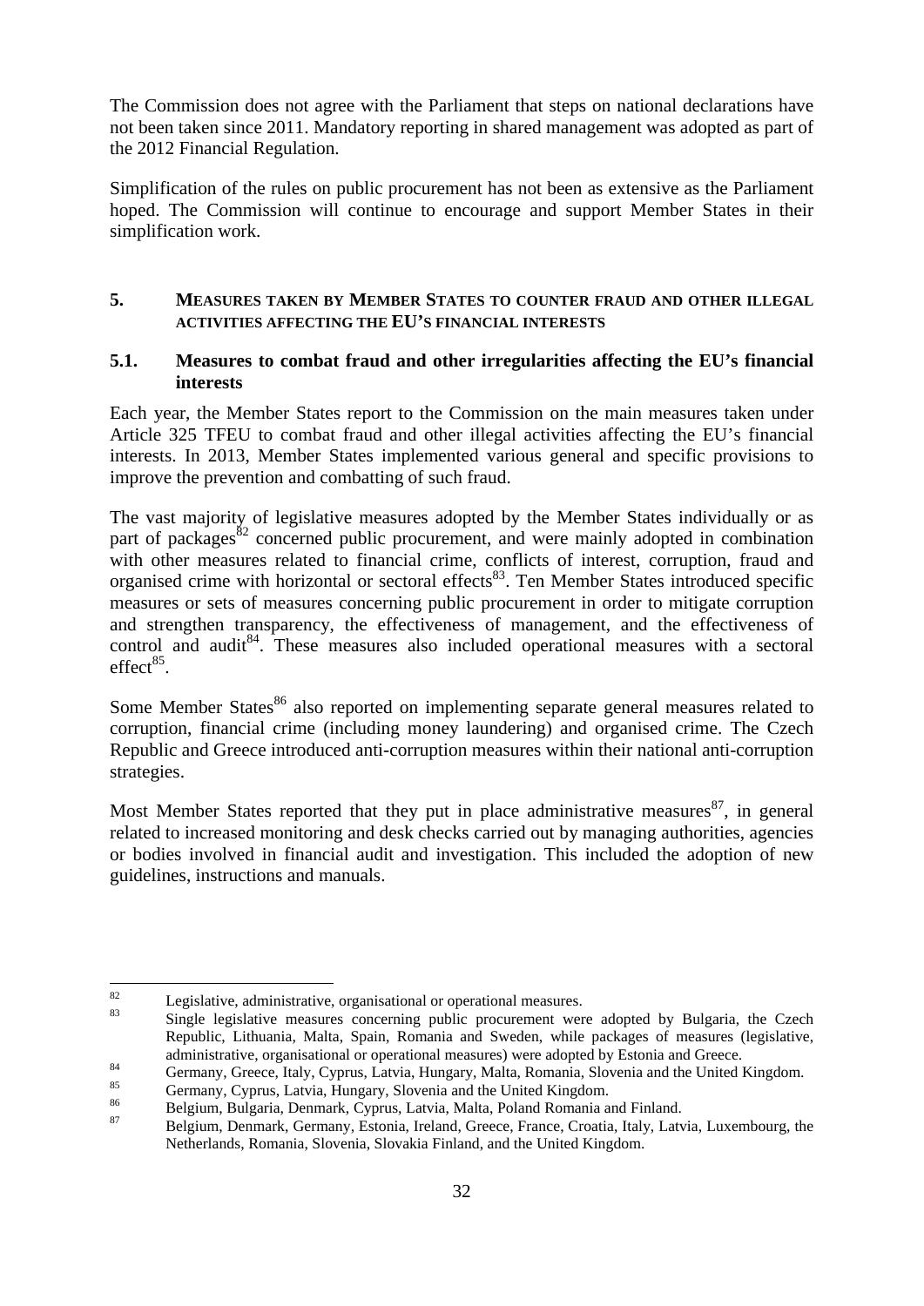The Commission does not agree with the Parliament that steps on national declarations have not been taken since 2011. Mandatory reporting in shared management was adopted as part of the 2012 Financial Regulation.

Simplification of the rules on public procurement has not been as extensive as the Parliament hoped. The Commission will continue to encourage and support Member States in their simplification work.

## 5. MEASURES TAKEN BY MEMBER STATES TO COUNTER FRAUD AND OTHER ILLEGAL ACTIVITIES AFFECTING THE EU'S FINANCIAL INTERESTS

### 5.1. Measures to combat fraud and other irregularities affecting the EU's financial interests

Each year, the Member States report to the Commission on the main measures taken under Article 325 TFEU to combat fraud and other illegal activities affecting the EU's financial interests. In 2013, Member States implemented various general and specific provisions to improve the prevention and combatting of such fraud.

The vast majority of legislative measures adopted by the Member States individually or as part of packages[82] concerned public procurement, and were mainly adopted in combination with other measures related to financial crime, conflicts of interest, corruption, fraud and organised crime with horizontal or sectoral effects[83]. Ten Member States introduced specific measures or sets of measures concerning public procurement in order to mitigate corruption and strengthen transparency, the effectiveness of management, and the effectiveness of control and audit[84]. These measures also included operational measures with a sectoral effect[85].

Some Member States[86] also reported on implementing separate general measures related to corruption, financial crime (including money laundering) and organised crime. The Czech Republic and Greece introduced anti-corruption measures within their national anti-corruption strategies.

Most Member States reported that they put in place administrative measures[87], in general related to increased monitoring and desk checks carried out by managing authorities, agencies or bodies involved in financial audit and investigation. This included the adoption of new guidelines, instructions and manuals.

---

[82] Legislative, administrative, organisational or operational measures.

[83] Single legislative measures concerning public procurement were adopted by Bulgaria, the Czech Republic, Lithuania, Malta, Spain, Romania and Sweden, while packages of measures (legislative, administrative, organisational or operational measures) were adopted by Estonia and Greece.

[84] Germany, Greece, Italy, Cyprus, Latvia, Hungary, Malta, Romania, Slovenia and the United Kingdom.

[85] Germany, Cyprus, Latvia, Hungary, Slovenia and the United Kingdom.

[86] Belgium, Bulgaria, Denmark, Cyprus, Latvia, Malta, Poland Romania and Finland.

[87] Belgium, Denmark, Germany, Estonia, Ireland, Greece, France, Croatia, Italy, Latvia, Luxembourg, the Netherlands, Romania, Slovenia, Slovakia Finland, and the United Kingdom.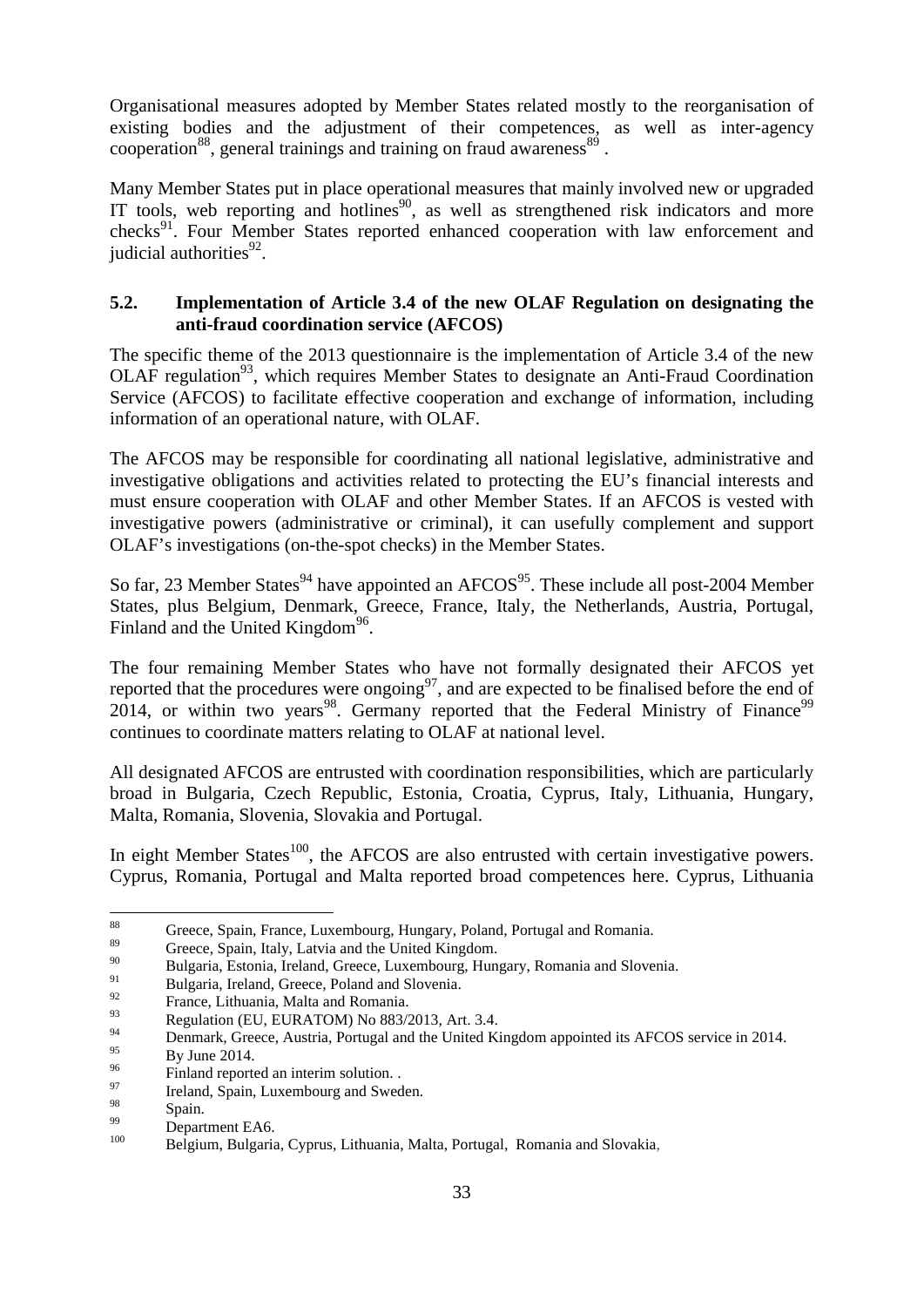Organisational measures adopted by Member States related mostly to the reorganisation of existing bodies and the adjustment of their competences, as well as inter-agency cooperation[88], general trainings and training on fraud awareness[89] .

Many Member States put in place operational measures that mainly involved new or upgraded IT tools, web reporting and hotlines[90], as well as strengthened risk indicators and more checks[91]. Four Member States reported enhanced cooperation with law enforcement and judicial authorities[92].

### 5.2. Implementation of Article 3.4 of the new OLAF Regulation on designating the anti-fraud coordination service (AFCOS)

The specific theme of the 2013 questionnaire is the implementation of Article 3.4 of the new OLAF regulation[93], which requires Member States to designate an Anti-Fraud Coordination Service (AFCOS) to facilitate effective cooperation and exchange of information, including information of an operational nature, with OLAF.

The AFCOS may be responsible for coordinating all national legislative, administrative and investigative obligations and activities related to protecting the EU's financial interests and must ensure cooperation with OLAF and other Member States. If an AFCOS is vested with investigative powers (administrative or criminal), it can usefully complement and support OLAF's investigations (on-the-spot checks) in the Member States.

So far, 23 Member States[94] have appointed an AFCOS[95]. These include all post-2004 Member States, plus Belgium, Denmark, Greece, France, Italy, the Netherlands, Austria, Portugal, Finland and the United Kingdom[96].

The four remaining Member States who have not formally designated their AFCOS yet reported that the procedures were ongoing[97], and are expected to be finalised before the end of 2014, or within two years[98]. Germany reported that the Federal Ministry of Finance[99] continues to coordinate matters relating to OLAF at national level.

All designated AFCOS are entrusted with coordination responsibilities, which are particularly broad in Bulgaria, Czech Republic, Estonia, Croatia, Cyprus, Italy, Lithuania, Hungary, Malta, Romania, Slovenia, Slovakia and Portugal.

In eight Member States[100], the AFCOS are also entrusted with certain investigative powers. Cyprus, Romania, Portugal and Malta reported broad competences here. Cyprus, Lithuania

---

[88] Greece, Spain, France, Luxembourg, Hungary, Poland, Portugal and Romania.

[89] Greece, Spain, Italy, Latvia and the United Kingdom.

[90] Bulgaria, Estonia, Ireland, Greece, Luxembourg, Hungary, Romania and Slovenia.

[91] Bulgaria, Ireland, Greece, Poland and Slovenia.

[92] France, Lithuania, Malta and Romania.

[93] Regulation (EU, EURATOM) No 883/2013, Art. 3.4.

[94] Denmark, Greece, Austria, Portugal and the United Kingdom appointed its AFCOS service in 2014.

[95] By June 2014.

[96] Finland reported an interim solution. .

[97] Ireland, Spain, Luxembourg and Sweden.

[98] Spain.

[99] Department EA6.

[100] Belgium, Bulgaria, Cyprus, Lithuania, Malta, Portugal, Romania and Slovakia,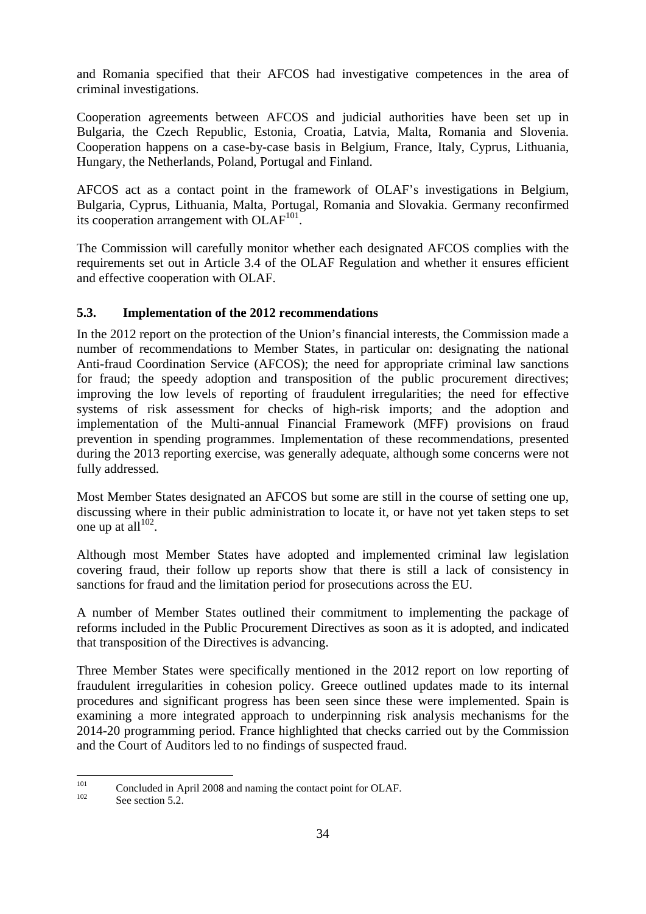and Romania specified that their AFCOS had investigative competences in the area of criminal investigations.

Cooperation agreements between AFCOS and judicial authorities have been set up in Bulgaria, the Czech Republic, Estonia, Croatia, Latvia, Malta, Romania and Slovenia. Cooperation happens on a case-by-case basis in Belgium, France, Italy, Cyprus, Lithuania, Hungary, the Netherlands, Poland, Portugal and Finland.

AFCOS act as a contact point in the framework of OLAF's investigations in Belgium, Bulgaria, Cyprus, Lithuania, Malta, Portugal, Romania and Slovakia. Germany reconfirmed its cooperation arrangement with OLAF[101].

The Commission will carefully monitor whether each designated AFCOS complies with the requirements set out in Article 3.4 of the OLAF Regulation and whether it ensures efficient and effective cooperation with OLAF.

### 5.3. Implementation of the 2012 recommendations

In the 2012 report on the protection of the Union's financial interests, the Commission made a number of recommendations to Member States, in particular on: designating the national Anti-fraud Coordination Service (AFCOS); the need for appropriate criminal law sanctions for fraud; the speedy adoption and transposition of the public procurement directives; improving the low levels of reporting of fraudulent irregularities; the need for effective systems of risk assessment for checks of high-risk imports; and the adoption and implementation of the Multi-annual Financial Framework (MFF) provisions on fraud prevention in spending programmes. Implementation of these recommendations, presented during the 2013 reporting exercise, was generally adequate, although some concerns were not fully addressed.

Most Member States designated an AFCOS but some are still in the course of setting one up, discussing where in their public administration to locate it, or have not yet taken steps to set one up at all[102].

Although most Member States have adopted and implemented criminal law legislation covering fraud, their follow up reports show that there is still a lack of consistency in sanctions for fraud and the limitation period for prosecutions across the EU.

A number of Member States outlined their commitment to implementing the package of reforms included in the Public Procurement Directives as soon as it is adopted, and indicated that transposition of the Directives is advancing.

Three Member States were specifically mentioned in the 2012 report on low reporting of fraudulent irregularities in cohesion policy. Greece outlined updates made to its internal procedures and significant progress has been seen since these were implemented. Spain is examining a more integrated approach to underpinning risk analysis mechanisms for the 2014-20 programming period. France highlighted that checks carried out by the Commission and the Court of Auditors led to no findings of suspected fraud.

---

[101] Concluded in April 2008 and naming the contact point for OLAF.

[102] See section 5.2.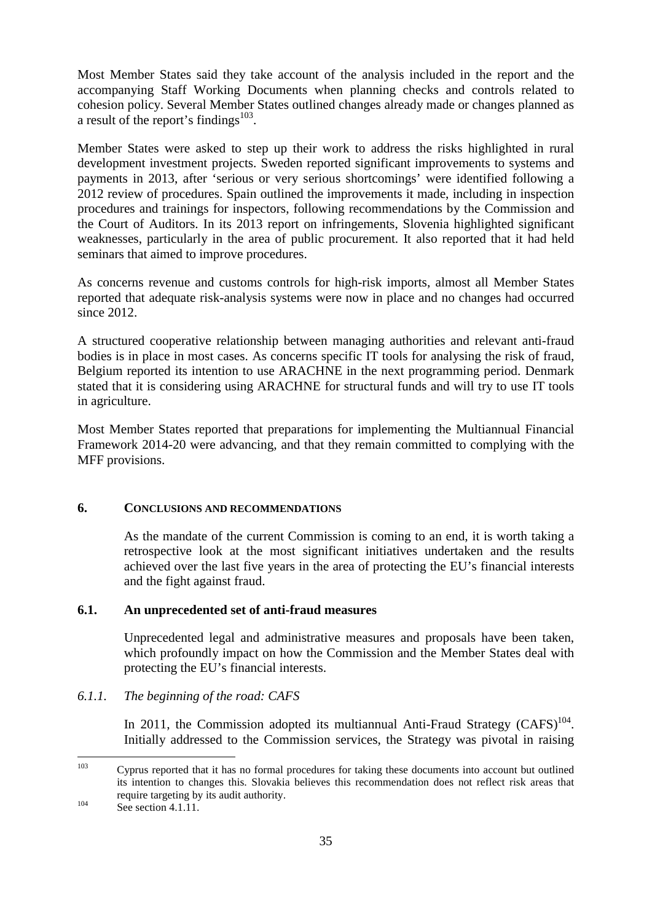Most Member States said they take account of the analysis included in the report and the accompanying Staff Working Documents when planning checks and controls related to cohesion policy. Several Member States outlined changes already made or changes planned as a result of the report's findings[103].

Member States were asked to step up their work to address the risks highlighted in rural development investment projects. Sweden reported significant improvements to systems and payments in 2013, after 'serious or very serious shortcomings' were identified following a 2012 review of procedures. Spain outlined the improvements it made, including in inspection procedures and trainings for inspectors, following recommendations by the Commission and the Court of Auditors. In its 2013 report on infringements, Slovenia highlighted significant weaknesses, particularly in the area of public procurement. It also reported that it had held seminars that aimed to improve procedures.

As concerns revenue and customs controls for high-risk imports, almost all Member States reported that adequate risk-analysis systems were now in place and no changes had occurred since 2012.

A structured cooperative relationship between managing authorities and relevant anti-fraud bodies is in place in most cases. As concerns specific IT tools for analysing the risk of fraud, Belgium reported its intention to use ARACHNE in the next programming period. Denmark stated that it is considering using ARACHNE for structural funds and will try to use IT tools in agriculture.

Most Member States reported that preparations for implementing the Multiannual Financial Framework 2014-20 were advancing, and that they remain committed to complying with the MFF provisions.

## 6. CONCLUSIONS AND RECOMMENDATIONS

As the mandate of the current Commission is coming to an end, it is worth taking a retrospective look at the most significant initiatives undertaken and the results achieved over the last five years in the area of protecting the EU's financial interests and the fight against fraud.

### 6.1. An unprecedented set of anti-fraud measures

Unprecedented legal and administrative measures and proposals have been taken, which profoundly impact on how the Commission and the Member States deal with protecting the EU's financial interests.

#### *6.1.1. The beginning of the road: CAFS*

In 2011, the Commission adopted its multiannual Anti-Fraud Strategy (CAFS)[104]. Initially addressed to the Commission services, the Strategy was pivotal in raising

---

[103] Cyprus reported that it has no formal procedures for taking these documents into account but outlined its intention to changes this. Slovakia believes this recommendation does not reflect risk areas that require targeting by its audit authority.

[104] See section 4.1.11.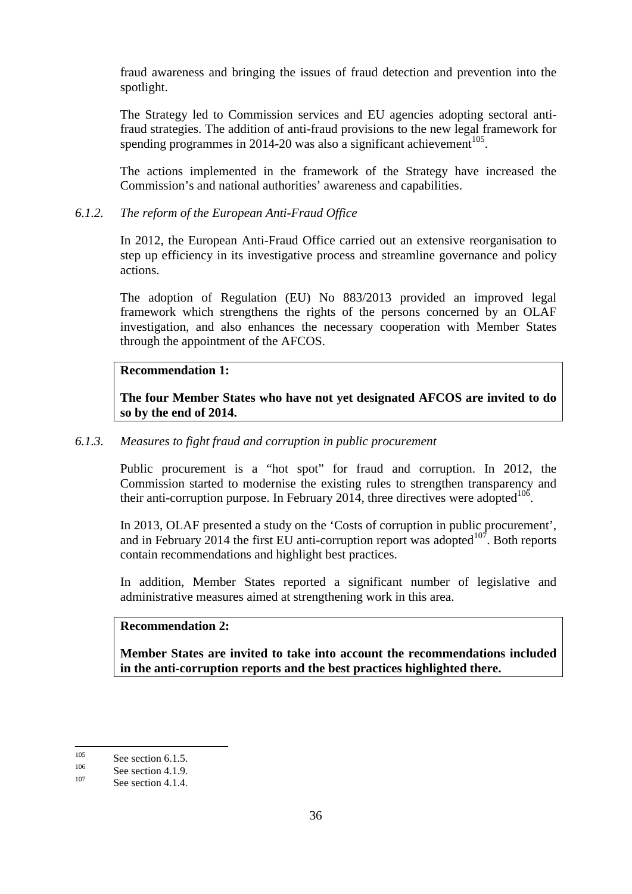fraud awareness and bringing the issues of fraud detection and prevention into the spotlight.

The Strategy led to Commission services and EU agencies adopting sectoral anti-fraud strategies. The addition of anti-fraud provisions to the new legal framework for spending programmes in 2014-20 was also a significant achievement[105].

The actions implemented in the framework of the Strategy have increased the Commission's and national authorities' awareness and capabilities.

### 6.1.2. *The reform of the European Anti-Fraud Office*

In 2012, the European Anti-Fraud Office carried out an extensive reorganisation to step up efficiency in its investigative process and streamline governance and policy actions.

The adoption of Regulation (EU) No 883/2013 provided an improved legal framework which strengthens the rights of the persons concerned by an OLAF investigation, and also enhances the necessary cooperation with Member States through the appointment of the AFCOS.

**Recommendation 1:**

**The four Member States who have not yet designated AFCOS are invited to do so by the end of 2014.**

### 6.1.3. *Measures to fight fraud and corruption in public procurement*

Public procurement is a "hot spot" for fraud and corruption. In 2012, the Commission started to modernise the existing rules to strengthen transparency and their anti-corruption purpose. In February 2014, three directives were adopted[106].

In 2013, OLAF presented a study on the 'Costs of corruption in public procurement', and in February 2014 the first EU anti-corruption report was adopted[107]. Both reports contain recommendations and highlight best practices.

In addition, Member States reported a significant number of legislative and administrative measures aimed at strengthening work in this area.

**Recommendation 2:**

**Member States are invited to take into account the recommendations included in the anti-corruption reports and the best practices highlighted there.**

---

[105] See section 6.1.5.

[106] See section 4.1.9.

[107] See section 4.1.4.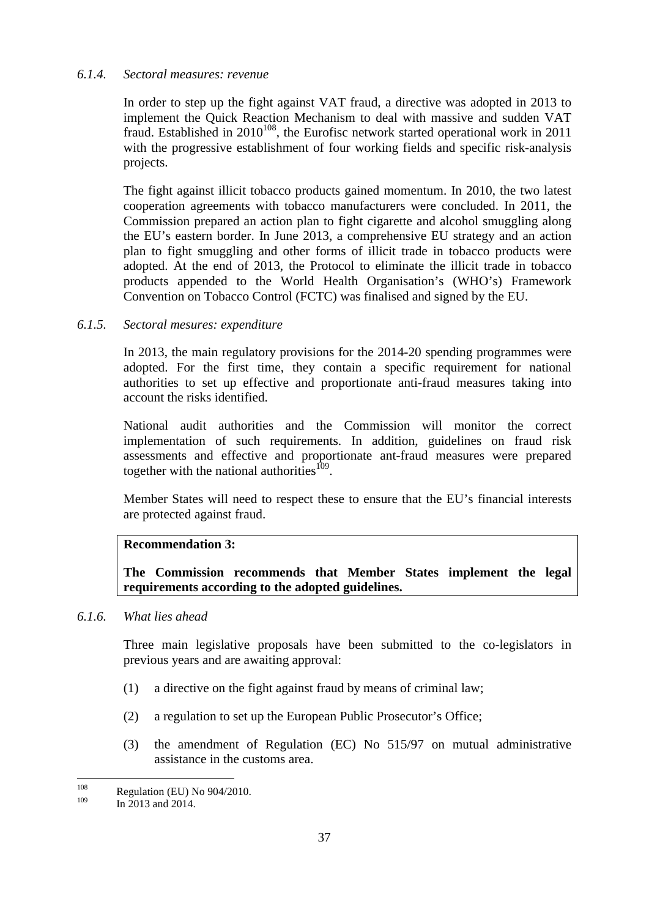#### *6.1.4. Sectoral measures: revenue*

In order to step up the fight against VAT fraud, a directive was adopted in 2013 to implement the Quick Reaction Mechanism to deal with massive and sudden VAT fraud. Established in 2010[108], the Eurofisc network started operational work in 2011 with the progressive establishment of four working fields and specific risk-analysis projects.

The fight against illicit tobacco products gained momentum. In 2010, the two latest cooperation agreements with tobacco manufacturers were concluded. In 2011, the Commission prepared an action plan to fight cigarette and alcohol smuggling along the EU's eastern border. In June 2013, a comprehensive EU strategy and an action plan to fight smuggling and other forms of illicit trade in tobacco products were adopted. At the end of 2013, the Protocol to eliminate the illicit trade in tobacco products appended to the World Health Organisation's (WHO's) Framework Convention on Tobacco Control (FCTC) was finalised and signed by the EU.

#### *6.1.5. Sectoral mesures: expenditure*

In 2013, the main regulatory provisions for the 2014-20 spending programmes were adopted. For the first time, they contain a specific requirement for national authorities to set up effective and proportionate anti-fraud measures taking into account the risks identified.

National audit authorities and the Commission will monitor the correct implementation of such requirements. In addition, guidelines on fraud risk assessments and effective and proportionate ant-fraud measures were prepared together with the national authorities[109].

Member States will need to respect these to ensure that the EU's financial interests are protected against fraud.

> **Recommendation 3:**
>
> **The Commission recommends that Member States implement the legal requirements according to the adopted guidelines.**

#### *6.1.6. What lies ahead*

Three main legislative proposals have been submitted to the co-legislators in previous years and are awaiting approval:

(1) a directive on the fight against fraud by means of criminal law;

(2) a regulation to set up the European Public Prosecutor's Office;

(3) the amendment of Regulation (EC) No 515/97 on mutual administrative assistance in the customs area.

---

[108] Regulation (EU) No 904/2010.

[109] In 2013 and 2014.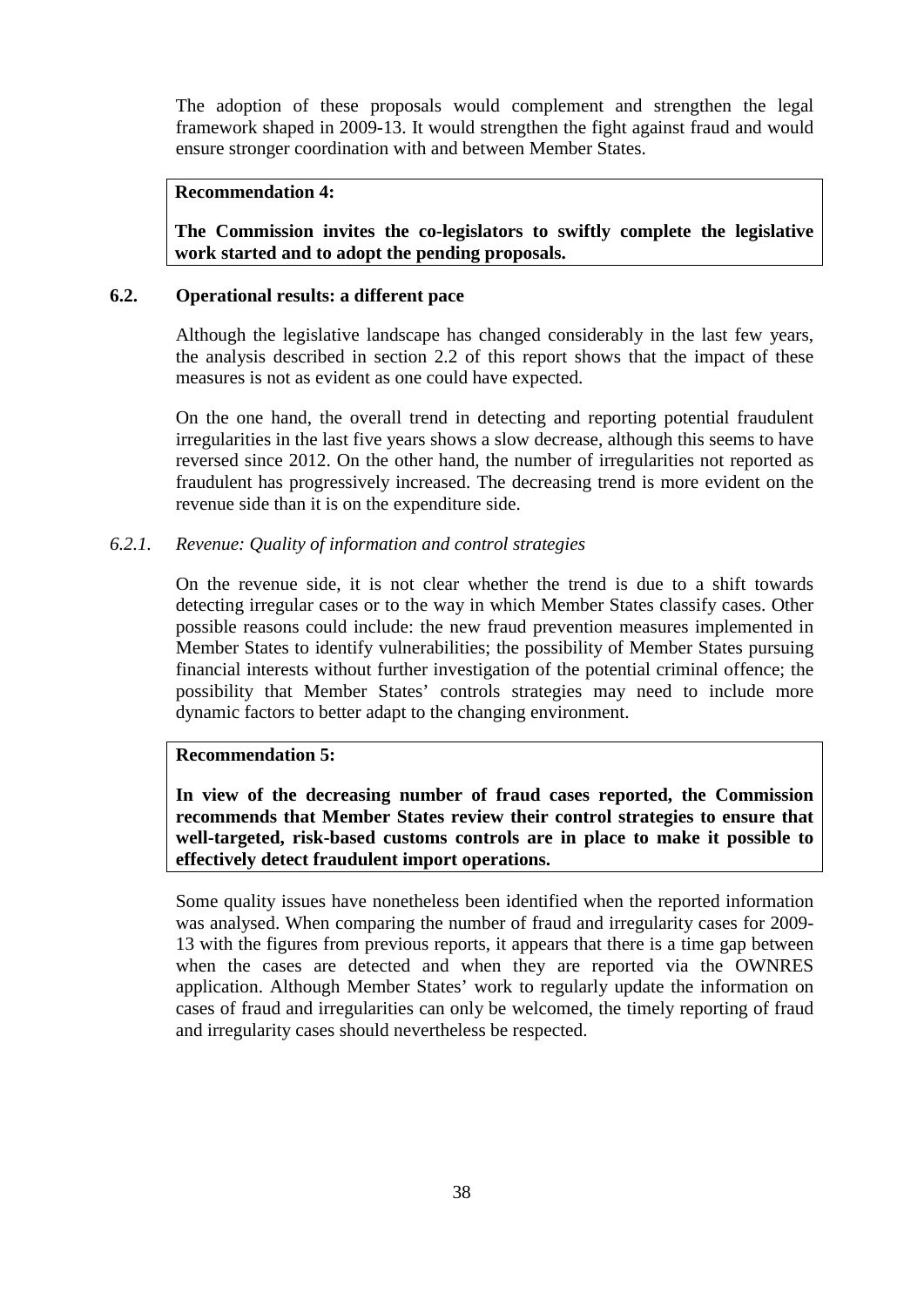The adoption of these proposals would complement and strengthen the legal framework shaped in 2009-13. It would strengthen the fight against fraud and would ensure stronger coordination with and between Member States.

**Recommendation 4:**

**The Commission invites the co-legislators to swiftly complete the legislative work started and to adopt the pending proposals.**

### 6.2. Operational results: a different pace

Although the legislative landscape has changed considerably in the last few years, the analysis described in section 2.2 of this report shows that the impact of these measures is not as evident as one could have expected.

On the one hand, the overall trend in detecting and reporting potential fraudulent irregularities in the last five years shows a slow decrease, although this seems to have reversed since 2012. On the other hand, the number of irregularities not reported as fraudulent has progressively increased. The decreasing trend is more evident on the revenue side than it is on the expenditure side.

#### *6.2.1. Revenue: Quality of information and control strategies*

On the revenue side, it is not clear whether the trend is due to a shift towards detecting irregular cases or to the way in which Member States classify cases. Other possible reasons could include: the new fraud prevention measures implemented in Member States to identify vulnerabilities; the possibility of Member States pursuing financial interests without further investigation of the potential criminal offence; the possibility that Member States' controls strategies may need to include more dynamic factors to better adapt to the changing environment.

**Recommendation 5:**

**In view of the decreasing number of fraud cases reported, the Commission recommends that Member States review their control strategies to ensure that well-targeted, risk-based customs controls are in place to make it possible to effectively detect fraudulent import operations.**

Some quality issues have nonetheless been identified when the reported information was analysed. When comparing the number of fraud and irregularity cases for 2009-13 with the figures from previous reports, it appears that there is a time gap between when the cases are detected and when they are reported via the OWNRES application. Although Member States' work to regularly update the information on cases of fraud and irregularities can only be welcomed, the timely reporting of fraud and irregularity cases should nevertheless be respected.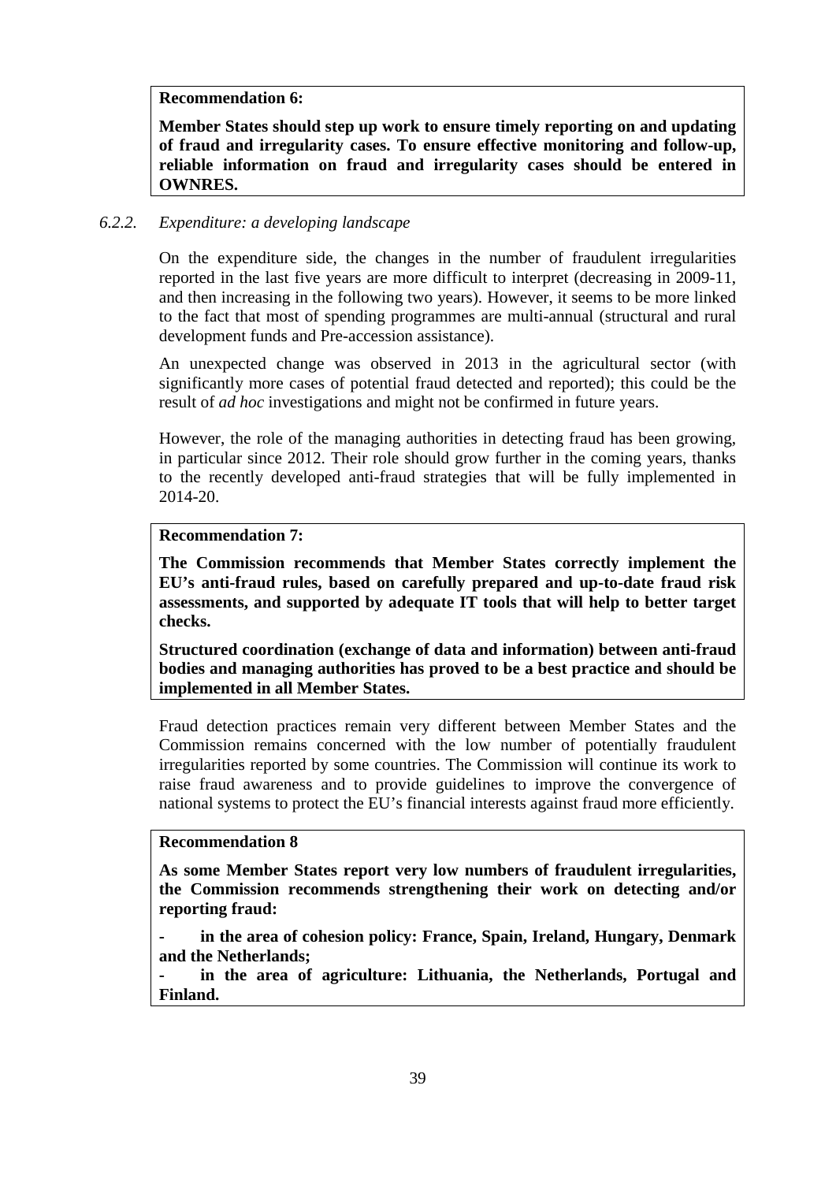**Recommendation 6:**

**Member States should step up work to ensure timely reporting on and updating of fraud and irregularity cases. To ensure effective monitoring and follow-up, reliable information on fraud and irregularity cases should be entered in OWNRES.**

### *6.2.2. Expenditure: a developing landscape*

On the expenditure side, the changes in the number of fraudulent irregularities reported in the last five years are more difficult to interpret (decreasing in 2009-11, and then increasing in the following two years). However, it seems to be more linked to the fact that most of spending programmes are multi-annual (structural and rural development funds and Pre-accession assistance).

An unexpected change was observed in 2013 in the agricultural sector (with significantly more cases of potential fraud detected and reported); this could be the result of *ad hoc* investigations and might not be confirmed in future years.

However, the role of the managing authorities in detecting fraud has been growing, in particular since 2012. Their role should grow further in the coming years, thanks to the recently developed anti-fraud strategies that will be fully implemented in 2014-20.

**Recommendation 7:**

**The Commission recommends that Member States correctly implement the EU's anti-fraud rules, based on carefully prepared and up-to-date fraud risk assessments, and supported by adequate IT tools that will help to better target checks.**

**Structured coordination (exchange of data and information) between anti-fraud bodies and managing authorities has proved to be a best practice and should be implemented in all Member States.**

Fraud detection practices remain very different between Member States and the Commission remains concerned with the low number of potentially fraudulent irregularities reported by some countries. The Commission will continue its work to raise fraud awareness and to provide guidelines to improve the convergence of national systems to protect the EU's financial interests against fraud more efficiently.

**Recommendation 8**

**As some Member States report very low numbers of fraudulent irregularities, the Commission recommends strengthening their work on detecting and/or reporting fraud:**

- **in the area of cohesion policy: France, Spain, Ireland, Hungary, Denmark and the Netherlands;**
- **in the area of agriculture: Lithuania, the Netherlands, Portugal and Finland.**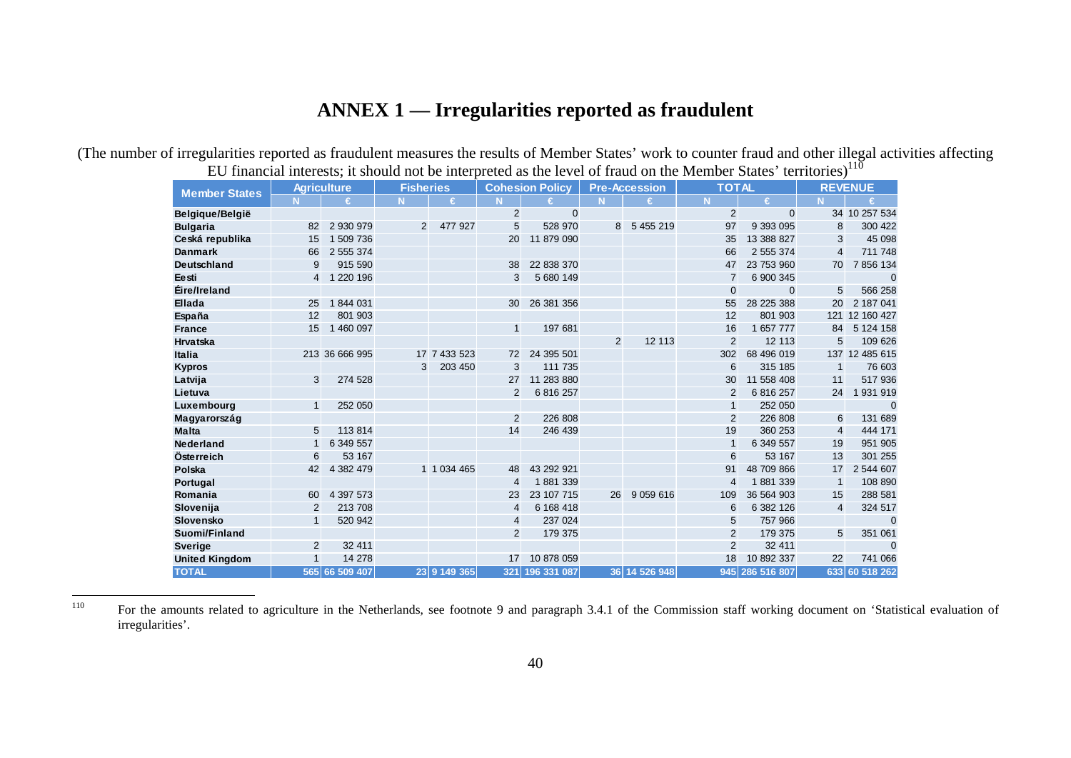# ANNEX 1 — Irregularities reported as fraudulent

(The number of irregularities reported as fraudulent measures the results of Member States' work to counter fraud and other illegal activities affecting EU financial interests; it should not be interpreted as the level of fraud on the Member States' territories)[110]

| Member States | Agriculture | | Fisheries | | Cohesion Policy | | Pre-Accession | | TOTAL | | REVENUE | |
|---|---|---|---|---|---|---|---|---|---|---|---|---|
| | N | € | N | € | N | € | N | € | N | € | N | € |
| Belgique/België | | | | | 2 | 0 | | | 2 | 0 | 34 | 10 257 534 |
| Bulgaria | 82 | 2 930 979 | 2 | 477 927 | 5 | 528 970 | 8 | 5 455 219 | 97 | 9 393 095 | 8 | 300 422 |
| Ceská republika | 15 | 1 509 736 | | | 20 | 11 879 090 | | | 35 | 13 388 827 | 3 | 45 098 |
| Danmark | 66 | 2 555 374 | | | | | | | 66 | 2 555 374 | 4 | 711 748 |
| Deutschland | 9 | 915 590 | | | 38 | 22 838 370 | | | 47 | 23 753 960 | 70 | 7 856 134 |
| Eesti | 4 | 1 220 196 | | | 3 | 5 680 149 | | | 7 | 6 900 345 | | 0 |
| Éire/Ireland | | | | | | | | | 0 | 0 | 5 | 566 258 |
| Ellada | 25 | 1 844 031 | | | 30 | 26 381 356 | | | 55 | 28 225 388 | 20 | 2 187 041 |
| España | 12 | 801 903 | | | | | | | 12 | 801 903 | 121 | 12 160 427 |
| France | 15 | 1 460 097 | | | 1 | 197 681 | | | 16 | 1 657 777 | 84 | 5 124 158 |
| Hrvatska | | | | | | | 2 | 12 113 | 2 | 12 113 | 5 | 109 626 |
| Italia | 213 | 36 666 995 | 17 | 7 433 523 | 72 | 24 395 501 | | | 302 | 68 496 019 | 137 | 12 485 615 |
| Kypros | | | 3 | 203 450 | 3 | 111 735 | | | 6 | 315 185 | 1 | 76 603 |
| Latvija | 3 | 274 528 | | | 27 | 11 283 880 | | | 30 | 11 558 408 | 11 | 517 936 |
| Lietuva | | | | | 2 | 6 816 257 | | | 2 | 6 816 257 | 24 | 1 931 919 |
| Luxembourg | 1 | 252 050 | | | | | | | 1 | 252 050 | | 0 |
| Magyarország | | | | | 2 | 226 808 | | | 2 | 226 808 | 6 | 131 689 |
| Malta | 5 | 113 814 | | | 14 | 246 439 | | | 19 | 360 253 | 4 | 444 171 |
| Nederland | 1 | 6 349 557 | | | | | | | 1 | 6 349 557 | 19 | 951 905 |
| Österreich | 6 | 53 167 | | | | | | | 6 | 53 167 | 13 | 301 255 |
| Polska | 42 | 4 382 479 | 1 | 1 034 465 | 48 | 43 292 921 | | | 91 | 48 709 866 | 17 | 2 544 607 |
| Portugal | | | | | 4 | 1 881 339 | | | 4 | 1 881 339 | 1 | 108 890 |
| Romania | 60 | 4 397 573 | | | 23 | 23 107 715 | 26 | 9 059 616 | 109 | 36 564 903 | 15 | 288 581 |
| Slovenija | 2 | 213 708 | | | 4 | 6 168 418 | | | 6 | 6 382 126 | 4 | 324 517 |
| Slovensko | 1 | 520 942 | | | 4 | 237 024 | | | 5 | 757 966 | | 0 |
| Suomi/Finland | | | | | 2 | 179 375 | | | 2 | 179 375 | 5 | 351 061 |
| Sverige | 2 | 32 411 | | | | | | | 2 | 32 411 | | 0 |
| United Kingdom | 1 | 14 278 | | | 17 | 10 878 059 | | | 18 | 10 892 337 | 22 | 741 066 |
| TOTAL | 565 | 66 509 407 | 23 | 9 149 365 | 321 | 196 331 087 | 36 | 14 526 948 | 945 | 286 516 807 | 633 | 60 518 262 |

[110] For the amounts related to agriculture in the Netherlands, see footnote 9 and paragraph 3.4.1 of the Commission staff working document on 'Statistical evaluation of irregularities'.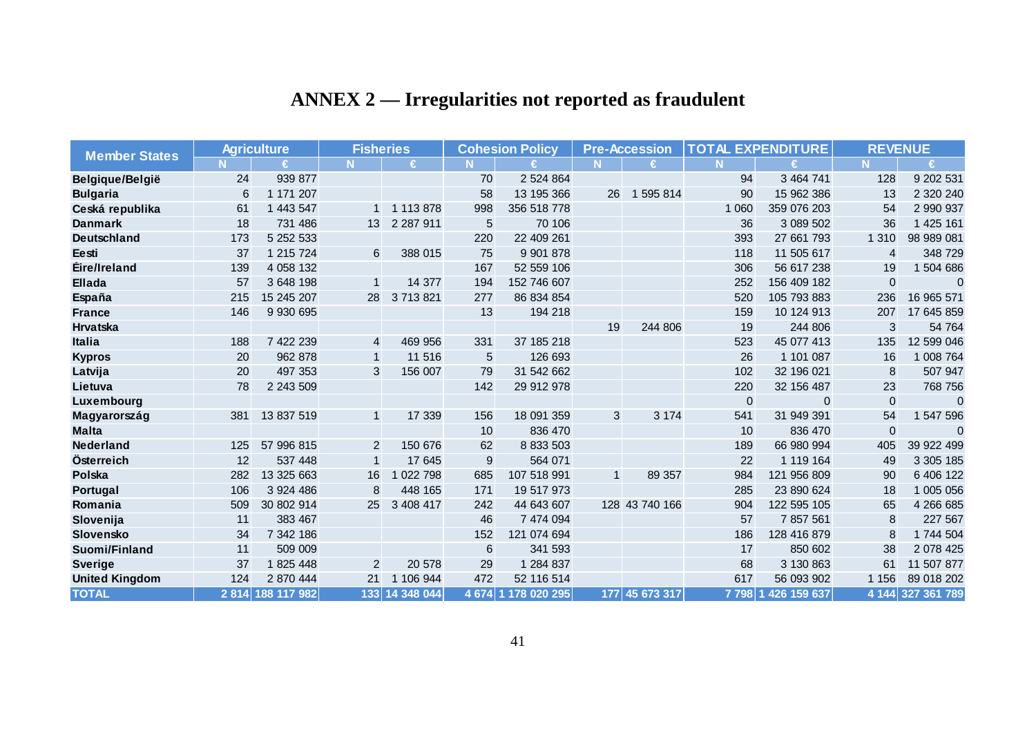# ANNEX 2 — Irregularities not reported as fraudulent

| Member States | Agriculture | | Fisheries | | Cohesion Policy | | Pre-Accession | | TOTAL EXPENDITURE | | REVENUE | |
|---|---|---|---|---|---|---|---|---|---|---|---|---|
| | N | € | N | € | N | € | N | € | N | € | N | € |
| **Belgique/België** | 24 | 939 877 | | | 70 | 2 524 864 | | | 94 | 3 464 741 | 128 | 9 202 531 |
| **Bulgaria** | 6 | 1 171 207 | | | 58 | 13 195 366 | 26 | 1 595 814 | 90 | 15 962 386 | 13 | 2 320 240 |
| **Ceská republika** | 61 | 1 443 547 | 1 | 1 113 878 | 998 | 356 518 778 | | | 1 060 | 359 076 203 | 54 | 2 990 937 |
| **Danmark** | 18 | 731 486 | 13 | 2 287 911 | 5 | 70 106 | | | 36 | 3 089 502 | 36 | 1 425 161 |
| **Deutschland** | 173 | 5 252 533 | | | 220 | 22 409 261 | | | 393 | 27 661 793 | 1 310 | 98 989 081 |
| **Eesti** | 37 | 1 215 724 | 6 | 388 015 | 75 | 9 901 878 | | | 118 | 11 505 617 | 4 | 348 729 |
| **Éire/Ireland** | 139 | 4 058 132 | | | 167 | 52 559 106 | | | 306 | 56 617 238 | 19 | 1 504 686 |
| **Ellada** | 57 | 3 648 198 | 1 | 14 377 | 194 | 152 746 607 | | | 252 | 156 409 182 | 0 | 0 |
| **España** | 215 | 15 245 207 | 28 | 3 713 821 | 277 | 86 834 854 | | | 520 | 105 793 883 | 236 | 16 965 571 |
| **France** | 146 | 9 930 695 | | | 13 | 194 218 | | | 159 | 10 124 913 | 207 | 17 645 859 |
| **Hrvatska** | | | | | | | 19 | 244 806 | 19 | 244 806 | 3 | 54 764 |
| **Italia** | 188 | 7 422 239 | 4 | 469 956 | 331 | 37 185 218 | | | 523 | 45 077 413 | 135 | 12 599 046 |
| **Kypros** | 20 | 962 878 | 1 | 11 516 | 5 | 126 693 | | | 26 | 1 101 087 | 16 | 1 008 764 |
| **Latvija** | 20 | 497 353 | 3 | 156 007 | 79 | 31 542 662 | | | 102 | 32 196 021 | 8 | 507 947 |
| **Lietuva** | 78 | 2 243 509 | | | 142 | 29 912 978 | | | 220 | 32 156 487 | 23 | 768 756 |
| **Luxembourg** | | | | | | | | | 0 | 0 | 0 | 0 |
| **Magyarország** | 381 | 13 837 519 | 1 | 17 339 | 156 | 18 091 359 | 3 | 3 174 | 541 | 31 949 391 | 54 | 1 547 596 |
| **Malta** | | | | | 10 | 836 470 | | | 10 | 836 470 | 0 | 0 |
| **Nederland** | 125 | 57 996 815 | 2 | 150 676 | 62 | 8 833 503 | | | 189 | 66 980 994 | 405 | 39 922 499 |
| **Österreich** | 12 | 537 448 | 1 | 17 645 | 9 | 564 071 | | | 22 | 1 119 164 | 49 | 3 305 185 |
| **Polska** | 282 | 13 325 663 | 16 | 1 022 798 | 685 | 107 518 991 | 1 | 89 357 | 984 | 121 956 809 | 90 | 6 406 122 |
| **Portugal** | 106 | 3 924 486 | 8 | 448 165 | 171 | 19 517 973 | | | 285 | 23 890 624 | 18 | 1 005 056 |
| **Romania** | 509 | 30 802 914 | 25 | 3 408 417 | 242 | 44 643 607 | 128 | 43 740 166 | 904 | 122 595 105 | 65 | 4 266 685 |
| **Slovenija** | 11 | 383 467 | | | 46 | 7 474 094 | | | 57 | 7 857 561 | 8 | 227 567 |
| **Slovensko** | 34 | 7 342 186 | | | 152 | 121 074 694 | | | 186 | 128 416 879 | 8 | 1 744 504 |
| **Suomi/Finland** | 11 | 509 009 | | | 6 | 341 593 | | | 17 | 850 602 | 38 | 2 078 425 |
| **Sverige** | 37 | 1 825 448 | 2 | 20 578 | 29 | 1 284 837 | | | 68 | 3 130 863 | 61 | 11 507 877 |
| **United Kingdom** | 124 | 2 870 444 | 21 | 1 106 944 | 472 | 52 116 514 | | | 617 | 56 093 902 | 1 156 | 89 018 202 |
| **TOTAL** | **2 814** | **188 117 982** | **133** | **14 348 044** | **4 674** | **1 178 020 295** | **177** | **45 673 317** | **7 798** | **1 426 159 637** | **4 144** | **327 361 789** |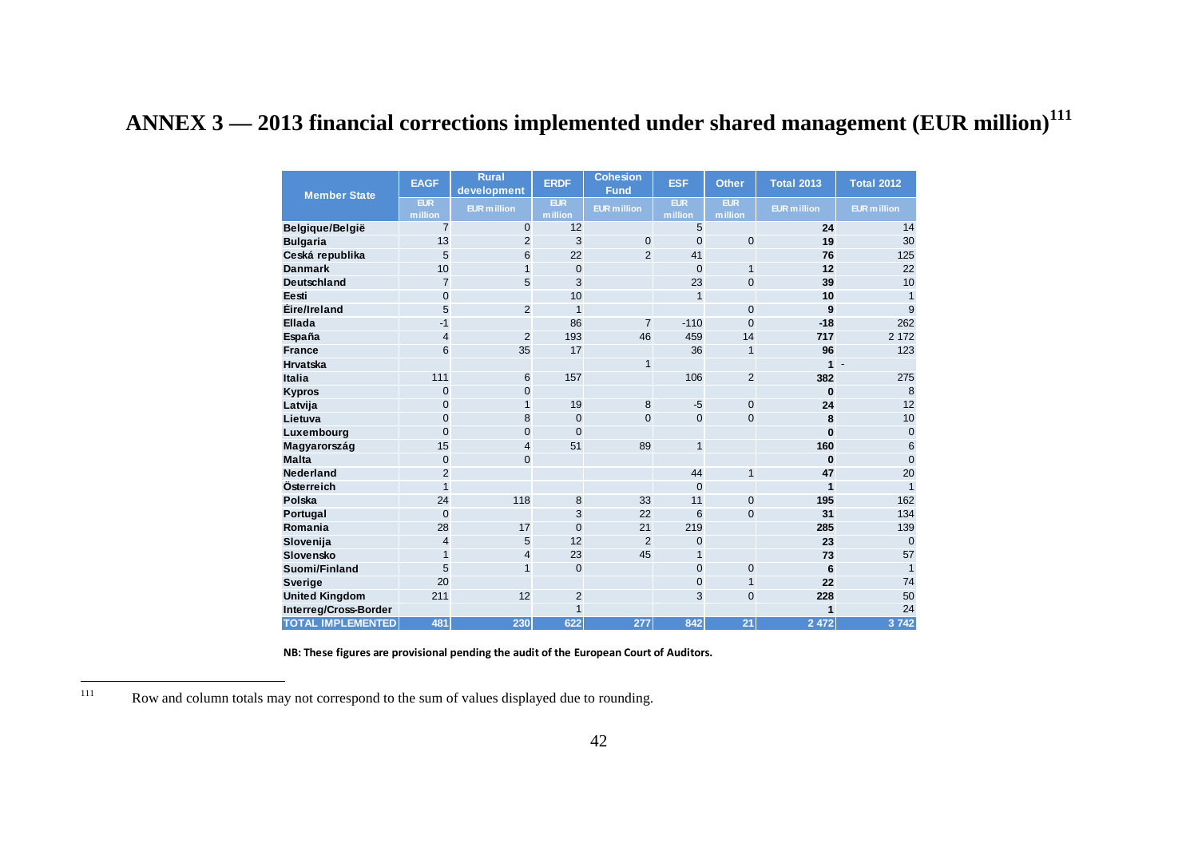# ANNEX 3 — 2013 financial corrections implemented under shared management (EUR million)[111]

| Member State | EAGF | Rural development | ERDF | Cohesion Fund | ESF | Other | Total 2013 | Total 2012 |
|---|---|---|---|---|---|---|---|---|
| | EUR million | EUR million | EUR million | EUR million | EUR million | EUR million | EUR million | EUR million |
| Belgique/België | 7 | 0 | 12 | | 5 | | 24 | 14 |
| Bulgaria | 13 | 2 | 3 | 0 | 0 | 0 | 19 | 30 |
| Ceská republika | 5 | 6 | 22 | 2 | 41 | | 76 | 125 |
| Danmark | 10 | 1 | 0 | | 0 | 1 | 12 | 22 |
| Deutschland | 7 | 5 | 3 | | 23 | 0 | 39 | 10 |
| Eesti | 0 | | 10 | | 1 | | 10 | 1 |
| Éire/Ireland | 5 | 2 | 1 | | | 0 | 9 | 9 |
| Ellada | -1 | | 86 | 7 | -110 | 0 | -18 | 262 |
| España | 4 | 2 | 193 | 46 | 459 | 14 | 717 | 2 172 |
| France | 6 | 35 | 17 | | 36 | 1 | 96 | 123 |
| Hrvatska | | | | 1 | | | 1 | - |
| Italia | 111 | 6 | 157 | | 106 | 2 | 382 | 275 |
| Kypros | 0 | 0 | | | | | 0 | 8 |
| Latvija | 0 | 1 | 19 | 8 | -5 | 0 | 24 | 12 |
| Lietuva | 0 | 8 | 0 | 0 | 0 | 0 | 8 | 10 |
| Luxembourg | 0 | 0 | 0 | | | | 0 | 0 |
| Magyarország | 15 | 4 | 51 | 89 | 1 | | 160 | 6 |
| Malta | 0 | 0 | | | | | 0 | 0 |
| Nederland | 2 | | | | 44 | 1 | 47 | 20 |
| Österreich | 1 | | | | 0 | | 1 | 1 |
| Polska | 24 | 118 | 8 | 33 | 11 | 0 | 195 | 162 |
| Portugal | 0 | | 3 | 22 | 6 | 0 | 31 | 134 |
| Romania | 28 | 17 | 0 | 21 | 219 | | 285 | 139 |
| Slovenija | 4 | 5 | 12 | 2 | 0 | | 23 | 0 |
| Slovensko | 1 | 4 | 23 | 45 | 1 | | 73 | 57 |
| Suomi/Finland | 5 | 1 | 0 | | 0 | 0 | 6 | 1 |
| Sverige | 20 | | | | 0 | 1 | 22 | 74 |
| United Kingdom | 211 | 12 | 2 | | 3 | 0 | 228 | 50 |
| Interreg/Cross-Border | | | 1 | | | | 1 | 24 |
| TOTAL IMPLEMENTED | 481 | 230 | 622 | 277 | 842 | 21 | 2 472 | 3 742 |

**NB: These figures are provisional pending the audit of the European Court of Auditors.**

[111] Row and column totals may not correspond to the sum of values displayed due to rounding.